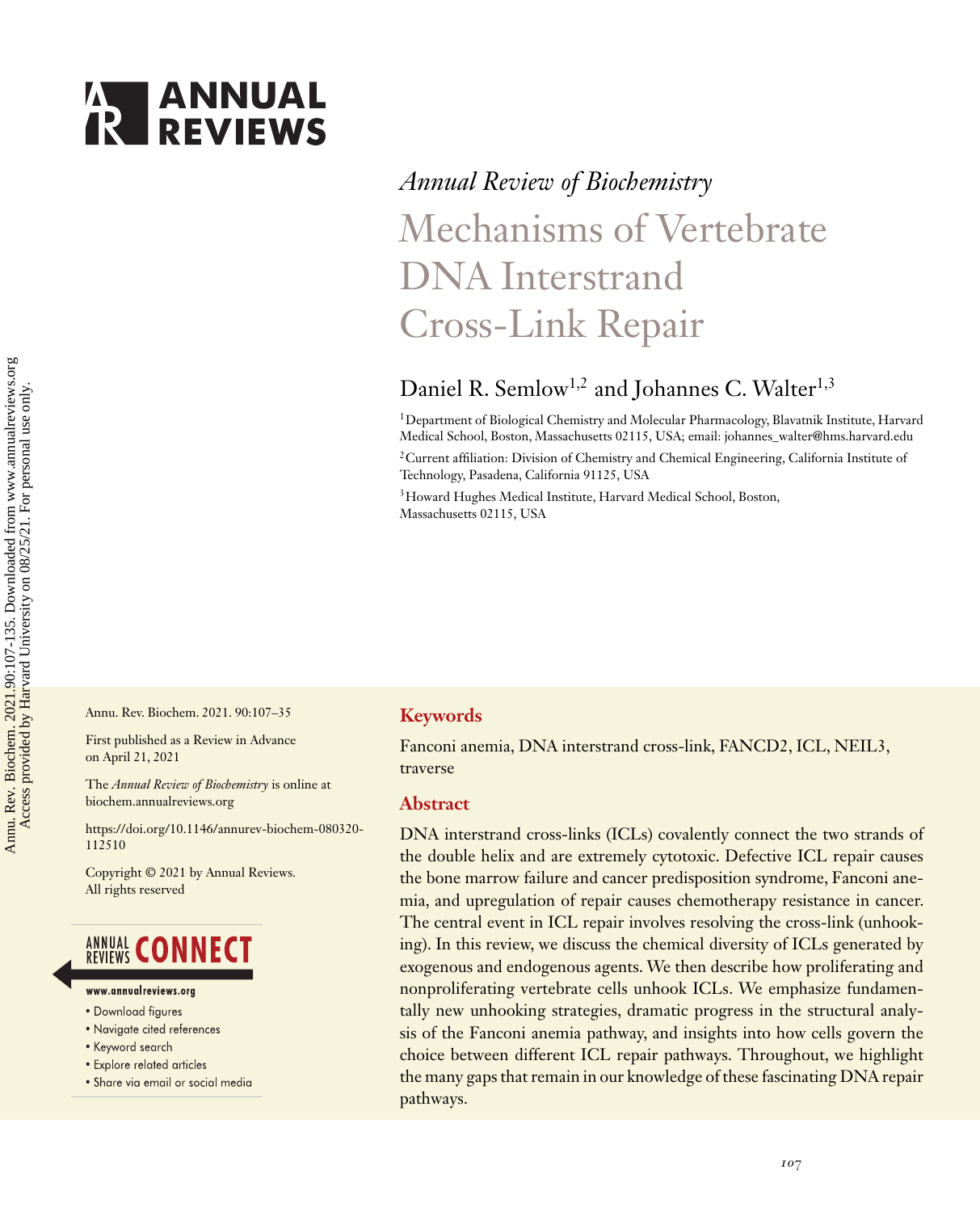*Annual Review of Biochemistry*

# Mechanisms of Vertebrate DNA Interstrand Cross-Link Repair

Daniel R. Semlow[1,2] and Johannes C. Walter[1,3]

[1]Department of Biological Chemistry and Molecular Pharmacology, Blavatnik Institute, Harvard Medical School, Boston, Massachusetts 02115, USA; email: johannes_walter@hms.harvard.edu

[2]Current affiliation: Division of Chemistry and Chemical Engineering, California Institute of Technology, Pasadena, California 91125, USA

[3]Howard Hughes Medical Institute, Harvard Medical School, Boston, Massachusetts 02115, USA

Annu. Rev. Biochem. 2021. 90:107–35

First published as a Review in Advance on April 21, 2021

The *Annual Review of Biochemistry* is online at biochem.annualreviews.org

https://doi.org/10.1146/annurev-biochem-080320-112510

Copyright © 2021 by Annual Reviews. All rights reserved

## Keywords

Fanconi anemia, DNA interstrand cross-link, FANCD2, ICL, NEIL3, traverse

## Abstract

DNA interstrand cross-links (ICLs) covalently connect the two strands of the double helix and are extremely cytotoxic. Defective ICL repair causes the bone marrow failure and cancer predisposition syndrome, Fanconi anemia, and upregulation of repair causes chemotherapy resistance in cancer. The central event in ICL repair involves resolving the cross-link (unhooking). In this review, we discuss the chemical diversity of ICLs generated by exogenous and endogenous agents. We then describe how proliferating and nonproliferating vertebrate cells unhook ICLs. We emphasize fundamentally new unhooking strategies, dramatic progress in the structural analysis of the Fanconi anemia pathway, and insights into how cells govern the choice between different ICL repair pathways. Throughout, we highlight the many gaps that remain in our knowledge of these fascinating DNA repair pathways.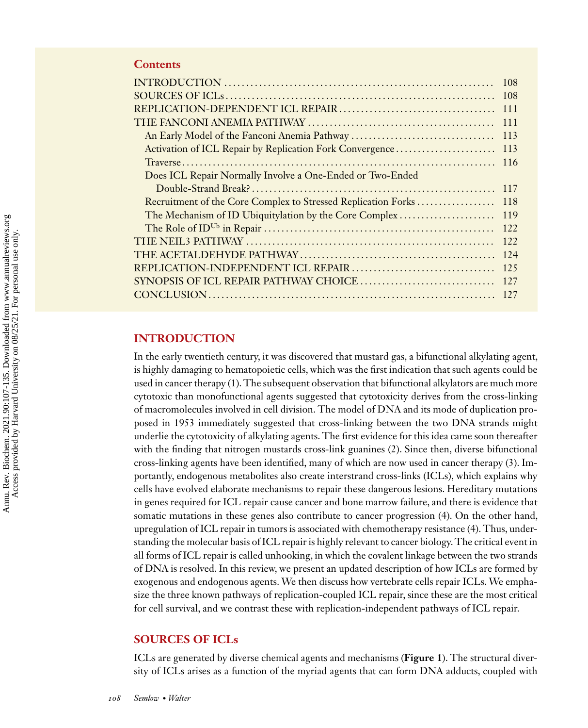## Contents

| | |
|---|---|
| INTRODUCTION | 108 |
| SOURCES OF ICLs | 108 |
| REPLICATION-DEPENDENT ICL REPAIR | 111 |
| THE FANCONI ANEMIA PATHWAY | 111 |
| An Early Model of the Fanconi Anemia Pathway | 113 |
| Activation of ICL Repair by Replication Fork Convergence | 113 |
| Traverse | 116 |
| Does ICL Repair Normally Involve a One-Ended or Two-Ended Double-Strand Break? | 117 |
| Recruitment of the Core Complex to Stressed Replication Forks | 118 |
| The Mechanism of ID Ubiquitylation by the Core Complex | 119 |
| The Role of $ID^{Ub}$ in Repair | 122 |
| THE NEIL3 PATHWAY | 122 |
| THE ACETALDEHYDE PATHWAY | 124 |
| REPLICATION-INDEPENDENT ICL REPAIR | 125 |
| SYNOPSIS OF ICL REPAIR PATHWAY CHOICE | 127 |
| CONCLUSION | 127 |

## INTRODUCTION

In the early twentieth century, it was discovered that mustard gas, a bifunctional alkylating agent, is highly damaging to hematopoietic cells, which was the first indication that such agents could be used in cancer therapy (1). The subsequent observation that bifunctional alkylators are much more cytotoxic than monofunctional agents suggested that cytotoxicity derives from the cross-linking of macromolecules involved in cell division. The model of DNA and its mode of duplication proposed in 1953 immediately suggested that cross-linking between the two DNA strands might underlie the cytotoxicity of alkylating agents. The first evidence for this idea came soon thereafter with the finding that nitrogen mustards cross-link guanines (2). Since then, diverse bifunctional cross-linking agents have been identified, many of which are now used in cancer therapy (3). Importantly, endogenous metabolites also create interstrand cross-links (ICLs), which explains why cells have evolved elaborate mechanisms to repair these dangerous lesions. Hereditary mutations in genes required for ICL repair cause cancer and bone marrow failure, and there is evidence that somatic mutations in these genes also contribute to cancer progression (4). On the other hand, upregulation of ICL repair in tumors is associated with chemotherapy resistance (4). Thus, understanding the molecular basis of ICL repair is highly relevant to cancer biology. The critical event in all forms of ICL repair is called unhooking, in which the covalent linkage between the two strands of DNA is resolved. In this review, we present an updated description of how ICLs are formed by exogenous and endogenous agents. We then discuss how vertebrate cells repair ICLs. We emphasize the three known pathways of replication-coupled ICL repair, since these are the most critical for cell survival, and we contrast these with replication-independent pathways of ICL repair.

## SOURCES OF ICLs

ICLs are generated by diverse chemical agents and mechanisms (**Figure 1**). The structural diversity of ICLs arises as a function of the myriad agents that can form DNA adducts, coupled with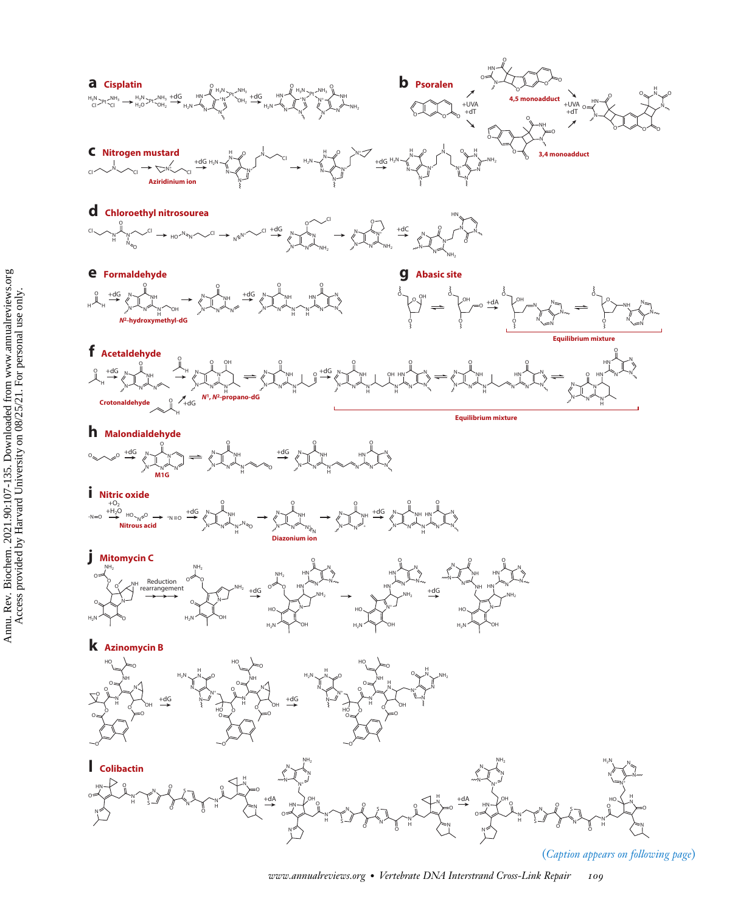**a** Cisplatin

**b** Psoralen

4,5 monoadduct

3,4 monoadduct

**c** Nitrogen mustard

Aziridinium ion

**d** Chloroethyl nitrosourea

**e** Formaldehyde

$N^2$-hydroxymethyl-dG

**g** Abasic site

Equilibrium mixture

**f** Acetaldehyde

Crotonaldehyde

$N^1$, $N^2$-propano-dG

Equilibrium mixture

**h** Malondialdehyde

M1G

**i** Nitric oxide

Nitrous acid

Diazonium ion

**j** Mitomycin C

Reduction rearrangement

**k** Azinomycin B

**l** Colibactin

(*Caption appears on following page*)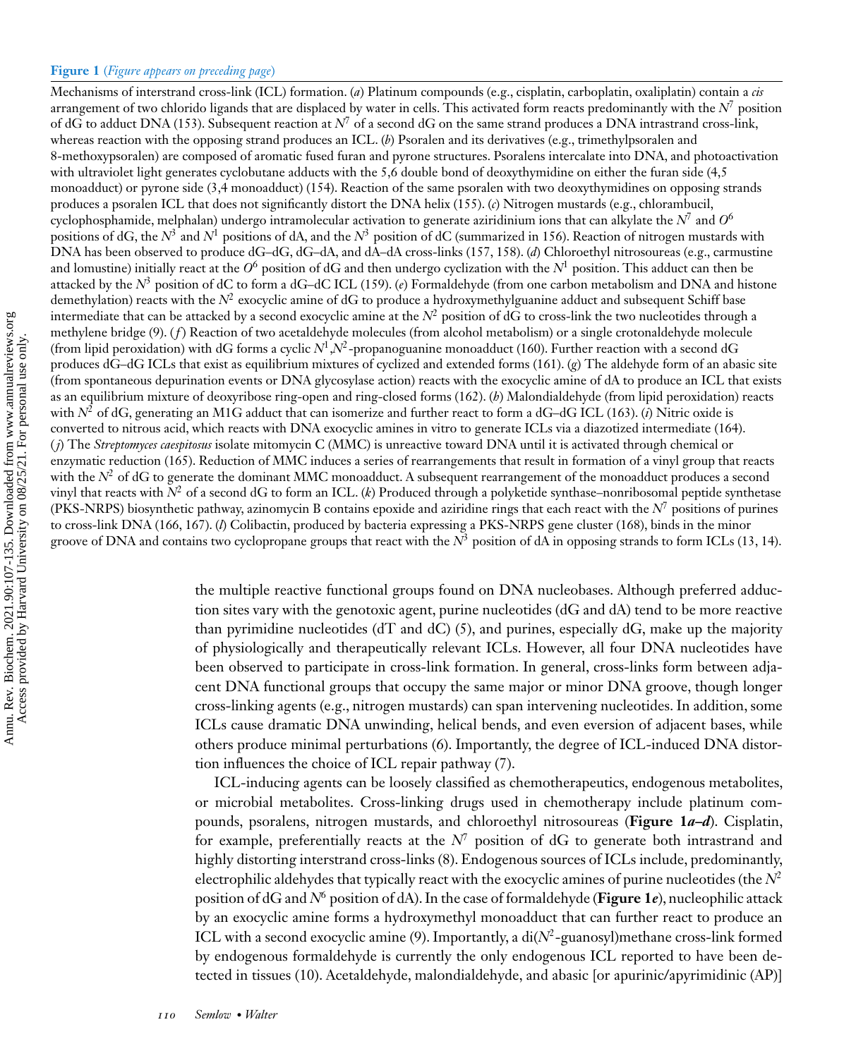**Figure 1** (*Figure appears on preceding page*)

Mechanisms of interstrand cross-link (ICL) formation. (*a*) Platinum compounds (e.g., cisplatin, carboplatin, oxaliplatin) contain a *cis* arrangement of two chlorido ligands that are displaced by water in cells. This activated form reacts predominantly with the $N^7$ position of dG to adduct DNA (153). Subsequent reaction at $N^7$ of a second dG on the same strand produces a DNA intrastrand cross-link, whereas reaction with the opposing strand produces an ICL. (*b*) Psoralen and its derivatives (e.g., trimethylpsoralen and 8-methoxypsoralen) are composed of aromatic fused furan and pyrone structures. Psoralens intercalate into DNA, and photoactivation with ultraviolet light generates cyclobutane adducts with the 5,6 double bond of deoxythymidine on either the furan side (4,5 monoadduct) or pyrone side (3,4 monoadduct) (154). Reaction of the same psoralen with two deoxythymidines on opposing strands produces a psoralen ICL that does not significantly distort the DNA helix (155). (*c*) Nitrogen mustards (e.g., chlorambucil, cyclophosphamide, melphalan) undergo intramolecular activation to generate aziridinium ions that can alkylate the $N^7$ and $O^6$ positions of dG, the $N^3$ and $N^1$ positions of dA, and the $N^3$ position of dC (summarized in 156). Reaction of nitrogen mustards with DNA has been observed to produce dG–dG, dG–dA, and dA–dA cross-links (157, 158). (*d*) Chloroethyl nitrosoureas (e.g., carmustine and lomustine) initially react at the $O^6$ position of dG and then undergo cyclization with the $N^1$ position. This adduct can then be attacked by the $N^3$ position of dC to form a dG–dC ICL (159). (*e*) Formaldehyde (from one carbon metabolism and DNA and histone demethylation) reacts with the $N^2$ exocyclic amine of dG to produce a hydroxymethylguanine adduct and subsequent Schiff base intermediate that can be attacked by a second exocyclic amine at the $N^2$ position of dG to cross-link the two nucleotides through a methylene bridge (9). (*f*) Reaction of two acetaldehyde molecules (from alcohol metabolism) or a single crotonaldehyde molecule (from lipid peroxidation) with dG forms a cyclic $N^1$,$N^2$-propanoguanine monoadduct (160). Further reaction with a second dG produces dG–dG ICLs that exist as equilibrium mixtures of cyclized and extended forms (161). (*g*) The aldehyde form of an abasic site (from spontaneous depurination events or DNA glycosylase action) reacts with the exocyclic amine of dA to produce an ICL that exists as an equilibrium mixture of deoxyribose ring-open and ring-closed forms (162). (*h*) Malondialdehyde (from lipid peroxidation) reacts with $N^2$ of dG, generating an M1G adduct that can isomerize and further react to form a dG–dG ICL (163). (*i*) Nitric oxide is converted to nitrous acid, which reacts with DNA exocyclic amines in vitro to generate ICLs via a diazotized intermediate (164). (*j*) The *Streptomyces caespitosus* isolate mitomycin C (MMC) is unreactive toward DNA until it is activated through chemical or enzymatic reduction (165). Reduction of MMC induces a series of rearrangements that result in formation of a vinyl group that reacts with the $N^2$ of dG to generate the dominant MMC monoadduct. A subsequent rearrangement of the monoadduct produces a second vinyl that reacts with $N^2$ of a second dG to form an ICL. (*k*) Produced through a polyketide synthase–nonribosomal peptide synthetase (PKS-NRPS) biosynthetic pathway, azinomycin B contains epoxide and aziridine rings that each react with the $N^7$ positions of purines to cross-link DNA (166, 167). (*l*) Colibactin, produced by bacteria expressing a PKS-NRPS gene cluster (168), binds in the minor groove of DNA and contains two cyclopropane groups that react with the $N^3$ position of dA in opposing strands to form ICLs (13, 14).

the multiple reactive functional groups found on DNA nucleobases. Although preferred adduction sites vary with the genotoxic agent, purine nucleotides (dG and dA) tend to be more reactive than pyrimidine nucleotides (dT and dC) (5), and purines, especially dG, make up the majority of physiologically and therapeutically relevant ICLs. However, all four DNA nucleotides have been observed to participate in cross-link formation. In general, cross-links form between adjacent DNA functional groups that occupy the same major or minor DNA groove, though longer cross-linking agents (e.g., nitrogen mustards) can span intervening nucleotides. In addition, some ICLs cause dramatic DNA unwinding, helical bends, and even eversion of adjacent bases, while others produce minimal perturbations (6). Importantly, the degree of ICL-induced DNA distortion influences the choice of ICL repair pathway (7).

ICL-inducing agents can be loosely classified as chemotherapeutics, endogenous metabolites, or microbial metabolites. Cross-linking drugs used in chemotherapy include platinum compounds, psoralens, nitrogen mustards, and chloroethyl nitrosoureas (**Figure 1*a–d***). Cisplatin, for example, preferentially reacts at the $N^7$ position of dG to generate both intrastrand and highly distorting interstrand cross-links (8). Endogenous sources of ICLs include, predominantly, electrophilic aldehydes that typically react with the exocyclic amines of purine nucleotides (the $N^2$ position of dG and $N^6$ position of dA). In the case of formaldehyde (**Figure 1*e***), nucleophilic attack by an exocyclic amine forms a hydroxymethyl monoadduct that can further react to produce an ICL with a second exocyclic amine (9). Importantly, a di($N^2$-guanosyl)methane cross-link formed by endogenous formaldehyde is currently the only endogenous ICL reported to have been detected in tissues (10). Acetaldehyde, malondialdehyde, and abasic [or apurinic/apyrimidinic (AP)]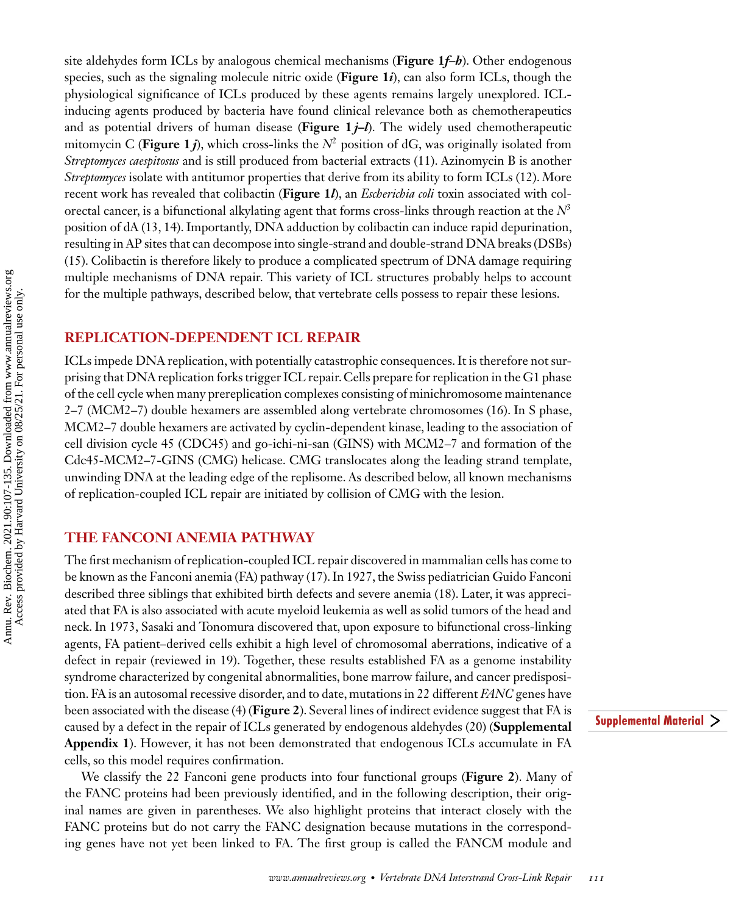site aldehydes form ICLs by analogous chemical mechanisms (**Figure 1*f–h***). Other endogenous species, such as the signaling molecule nitric oxide (**Figure 1*i***), can also form ICLs, though the physiological significance of ICLs produced by these agents remains largely unexplored. ICL-inducing agents produced by bacteria have found clinical relevance both as chemotherapeutics and as potential drivers of human disease (**Figure 1*j–l***). The widely used chemotherapeutic mitomycin C (**Figure 1*j***), which cross-links the $N^2$ position of dG, was originally isolated from *Streptomyces caespitosus* and is still produced from bacterial extracts (11). Azinomycin B is another *Streptomyces* isolate with antitumor properties that derive from its ability to form ICLs (12). More recent work has revealed that colibactin (**Figure 1*l***), an *Escherichia coli* toxin associated with colorectal cancer, is a bifunctional alkylating agent that forms cross-links through reaction at the $N^3$ position of dA (13, 14). Importantly, DNA adduction by colibactin can induce rapid depurination, resulting in AP sites that can decompose into single-strand and double-strand DNA breaks (DSBs) (15). Colibactin is therefore likely to produce a complicated spectrum of DNA damage requiring multiple mechanisms of DNA repair. This variety of ICL structures probably helps to account for the multiple pathways, described below, that vertebrate cells possess to repair these lesions.

## REPLICATION-DEPENDENT ICL REPAIR

ICLs impede DNA replication, with potentially catastrophic consequences. It is therefore not surprising that DNA replication forks trigger ICL repair. Cells prepare for replication in the G1 phase of the cell cycle when many prereplication complexes consisting of minichromosome maintenance 2–7 (MCM2–7) double hexamers are assembled along vertebrate chromosomes (16). In S phase, MCM2–7 double hexamers are activated by cyclin-dependent kinase, leading to the association of cell division cycle 45 (CDC45) and go-ichi-ni-san (GINS) with MCM2–7 and formation of the Cdc45-MCM2–7-GINS (CMG) helicase. CMG translocates along the leading strand template, unwinding DNA at the leading edge of the replisome. As described below, all known mechanisms of replication-coupled ICL repair are initiated by collision of CMG with the lesion.

## THE FANCONI ANEMIA PATHWAY

The first mechanism of replication-coupled ICL repair discovered in mammalian cells has come to be known as the Fanconi anemia (FA) pathway (17). In 1927, the Swiss pediatrician Guido Fanconi described three siblings that exhibited birth defects and severe anemia (18). Later, it was appreciated that FA is also associated with acute myeloid leukemia as well as solid tumors of the head and neck. In 1973, Sasaki and Tonomura discovered that, upon exposure to bifunctional cross-linking agents, FA patient–derived cells exhibit a high level of chromosomal aberrations, indicative of a defect in repair (reviewed in 19). Together, these results established FA as a genome instability syndrome characterized by congenital abnormalities, bone marrow failure, and cancer predisposition. FA is an autosomal recessive disorder, and to date, mutations in 22 different *FANC* genes have been associated with the disease (4) (**Figure 2**). Several lines of indirect evidence suggest that FA is caused by a defect in the repair of ICLs generated by endogenous aldehydes (20) (**Supplemental Appendix 1**). However, it has not been demonstrated that endogenous ICLs accumulate in FA cells, so this model requires confirmation.

Supplemental Material >

We classify the 22 Fanconi gene products into four functional groups (**Figure 2**). Many of the FANC proteins had been previously identified, and in the following description, their original names are given in parentheses. We also highlight proteins that interact closely with the FANC proteins but do not carry the FANC designation because mutations in the corresponding genes have not yet been linked to FA. The first group is called the FANCM module and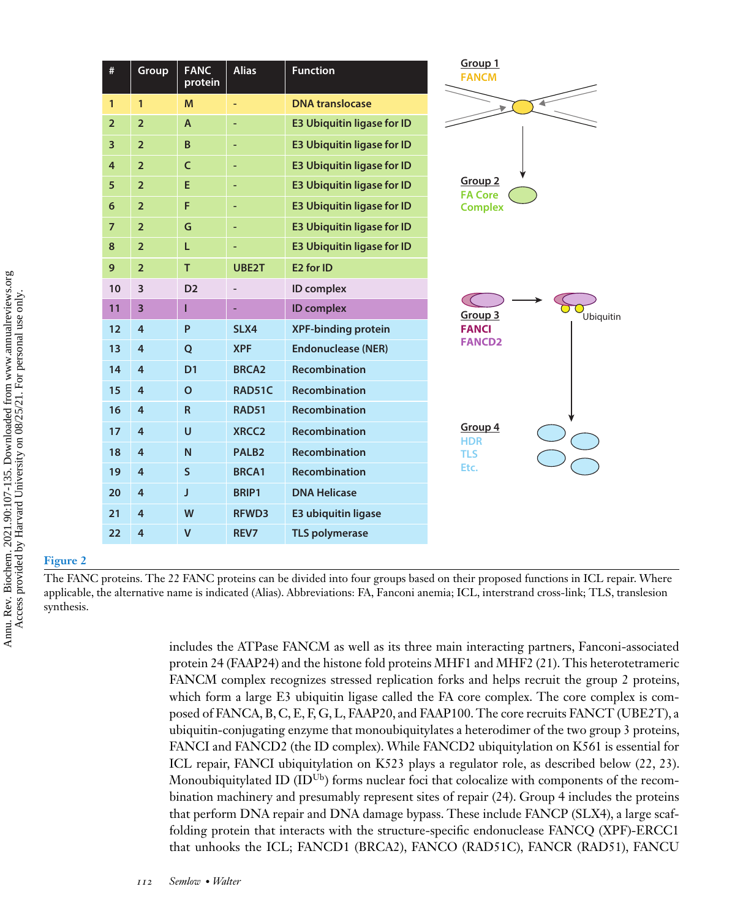| # | Group | FANC protein | Alias | Function |
|---|---|---|---|---|
| 1 | 1 | M | - | DNA translocase |
| 2 | 2 | A | - | E3 Ubiquitin ligase for ID |
| 3 | 2 | B | - | E3 Ubiquitin ligase for ID |
| 4 | 2 | C | - | E3 Ubiquitin ligase for ID |
| 5 | 2 | E | - | E3 Ubiquitin ligase for ID |
| 6 | 2 | F | - | E3 Ubiquitin ligase for ID |
| 7 | 2 | G | - | E3 Ubiquitin ligase for ID |
| 8 | 2 | L | - | E3 Ubiquitin ligase for ID |
| 9 | 2 | T | UBE2T | E2 for ID |
| 10 | 3 | D2 | - | ID complex |
| 11 | 3 | I | - | ID complex |
| 12 | 4 | P | SLX4 | XPF-binding protein |
| 13 | 4 | Q | XPF | Endonuclease (NER) |
| 14 | 4 | D1 | BRCA2 | Recombination |
| 15 | 4 | O | RAD51C | Recombination |
| 16 | 4 | R | RAD51 | Recombination |
| 17 | 4 | U | XRCC2 | Recombination |
| 18 | 4 | N | PALB2 | Recombination |
| 19 | 4 | S | BRCA1 | Recombination |
| 20 | 4 | J | BRIP1 | DNA Helicase |
| 21 | 4 | W | RFWD3 | E3 ubiquitin ligase |
| 22 | 4 | V | REV7 | TLS polymerase |

Group 1 FANCM

Group 2 FA Core Complex

Group 3 FANCI FANCD2

Ubiquitin

Group 4 HDR TLS Etc.

**Figure 2**

The FANC proteins. The 22 FANC proteins can be divided into four groups based on their proposed functions in ICL repair. Where applicable, the alternative name is indicated (Alias). Abbreviations: FA, Fanconi anemia; ICL, interstrand cross-link; TLS, translesion synthesis.

includes the ATPase FANCM as well as its three main interacting partners, Fanconi-associated protein 24 (FAAP24) and the histone fold proteins MHF1 and MHF2 (21). This heterotetrameric FANCM complex recognizes stressed replication forks and helps recruit the group 2 proteins, which form a large E3 ubiquitin ligase called the FA core complex. The core complex is composed of FANCA, B, C, E, F, G, L, FAAP20, and FAAP100. The core recruits FANCT (UBE2T), a ubiquitin-conjugating enzyme that monoubiquitylates a heterodimer of the two group 3 proteins, FANCI and FANCD2 (the ID complex). While FANCD2 ubiquitylation on K561 is essential for ICL repair, FANCI ubiquitylation on K523 plays a regulator role, as described below (22, 23). Monoubiquitylated ID ($ID^{Ub}$) forms nuclear foci that colocalize with components of the recombination machinery and presumably represent sites of repair (24). Group 4 includes the proteins that perform DNA repair and DNA damage bypass. These include FANCP (SLX4), a large scaffolding protein that interacts with the structure-specific endonuclease FANCQ (XPF)-ERCC1 that unhooks the ICL; FANCD1 (BRCA2), FANCO (RAD51C), FANCR (RAD51), FANCU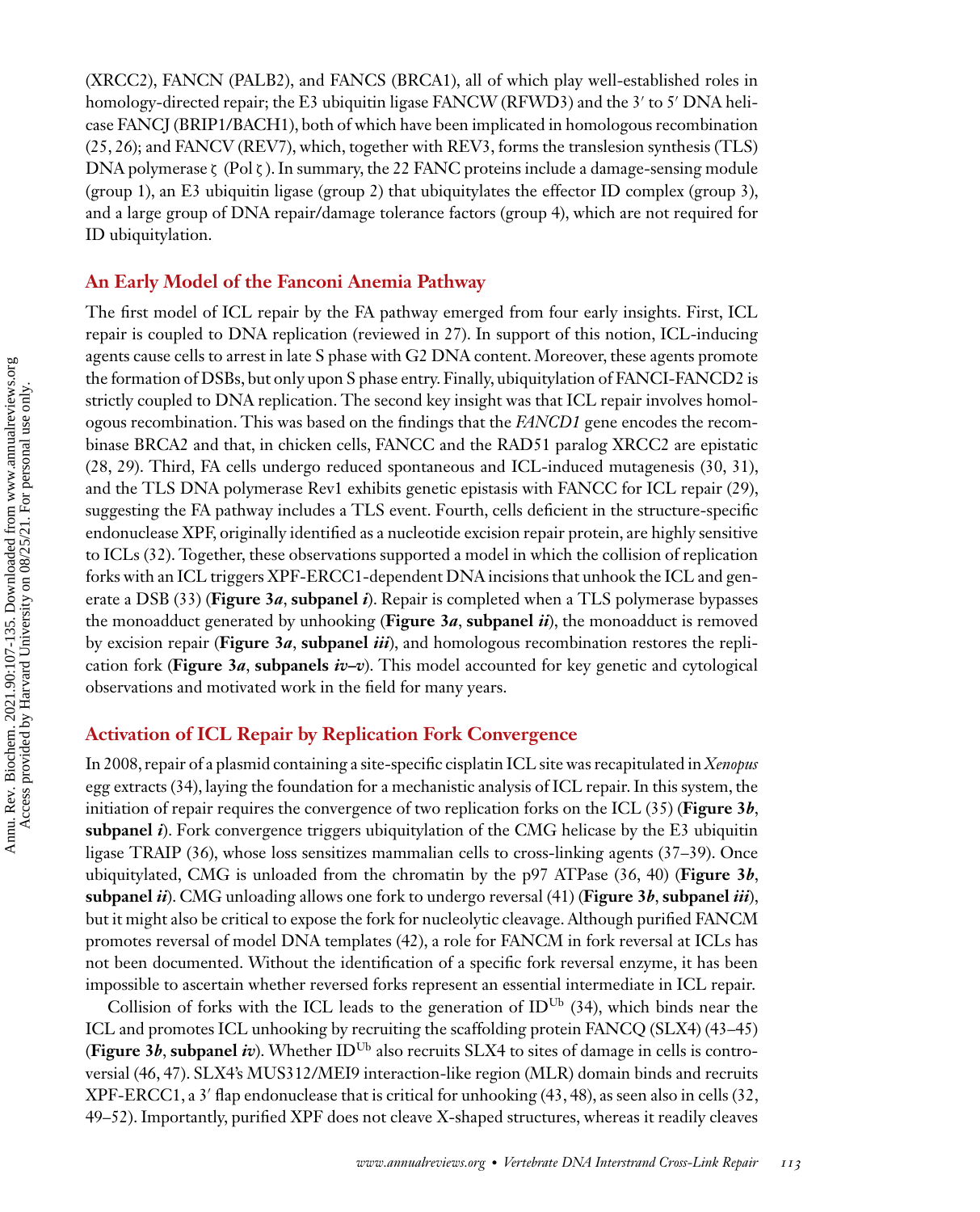(XRCC2), FANCN (PALB2), and FANCS (BRCA1), all of which play well-established roles in homology-directed repair; the E3 ubiquitin ligase FANCW (RFWD3) and the 3′ to 5′ DNA helicase FANCJ (BRIP1/BACH1), both of which have been implicated in homologous recombination (25, 26); and FANCV (REV7), which, together with REV3, forms the translesion synthesis (TLS) DNA polymerase ζ (Pol ζ). In summary, the 22 FANC proteins include a damage-sensing module (group 1), an E3 ubiquitin ligase (group 2) that ubiquitylates the effector ID complex (group 3), and a large group of DNA repair/damage tolerance factors (group 4), which are not required for ID ubiquitylation.

## An Early Model of the Fanconi Anemia Pathway

The first model of ICL repair by the FA pathway emerged from four early insights. First, ICL repair is coupled to DNA replication (reviewed in 27). In support of this notion, ICL-inducing agents cause cells to arrest in late S phase with G2 DNA content. Moreover, these agents promote the formation of DSBs, but only upon S phase entry. Finally, ubiquitylation of FANCI-FANCD2 is strictly coupled to DNA replication. The second key insight was that ICL repair involves homologous recombination. This was based on the findings that the *FANCD1* gene encodes the recombinase BRCA2 and that, in chicken cells, FANCC and the RAD51 paralog XRCC2 are epistatic (28, 29). Third, FA cells undergo reduced spontaneous and ICL-induced mutagenesis (30, 31), and the TLS DNA polymerase Rev1 exhibits genetic epistasis with FANCC for ICL repair (29), suggesting the FA pathway includes a TLS event. Fourth, cells deficient in the structure-specific endonuclease XPF, originally identified as a nucleotide excision repair protein, are highly sensitive to ICLs (32). Together, these observations supported a model in which the collision of replication forks with an ICL triggers XPF-ERCC1-dependent DNA incisions that unhook the ICL and generate a DSB (33) (**Figure 3*a*, subpanel *i***). Repair is completed when a TLS polymerase bypasses the monoadduct generated by unhooking (**Figure 3*a*, subpanel *ii***), the monoadduct is removed by excision repair (**Figure 3*a*, subpanel *iii***), and homologous recombination restores the replication fork (**Figure 3*a*, subpanels *iv*–*v***). This model accounted for key genetic and cytological observations and motivated work in the field for many years.

## Activation of ICL Repair by Replication Fork Convergence

In 2008, repair of a plasmid containing a site-specific cisplatin ICL site was recapitulated in *Xenopus* egg extracts (34), laying the foundation for a mechanistic analysis of ICL repair. In this system, the initiation of repair requires the convergence of two replication forks on the ICL (35) (**Figure 3*b*, subpanel *i***). Fork convergence triggers ubiquitylation of the CMG helicase by the E3 ubiquitin ligase TRAIP (36), whose loss sensitizes mammalian cells to cross-linking agents (37–39). Once ubiquitylated, CMG is unloaded from the chromatin by the p97 ATPase (36, 40) (**Figure 3*b*, subpanel *ii***). CMG unloading allows one fork to undergo reversal (41) (**Figure 3*b*, subpanel *iii***), but it might also be critical to expose the fork for nucleolytic cleavage. Although purified FANCM promotes reversal of model DNA templates (42), a role for FANCM in fork reversal at ICLs has not been documented. Without the identification of a specific fork reversal enzyme, it has been impossible to ascertain whether reversed forks represent an essential intermediate in ICL repair.

Collision of forks with the ICL leads to the generation of $ID^{Ub}$ (34), which binds near the ICL and promotes ICL unhooking by recruiting the scaffolding protein FANCQ (SLX4) (43–45) (**Figure 3*b*, subpanel *iv***). Whether $ID^{Ub}$ also recruits SLX4 to sites of damage in cells is controversial (46, 47). SLX4's MUS312/MEI9 interaction-like region (MLR) domain binds and recruits XPF-ERCC1, a 3′ flap endonuclease that is critical for unhooking (43, 48), as seen also in cells (32, 49–52). Importantly, purified XPF does not cleave X-shaped structures, whereas it readily cleaves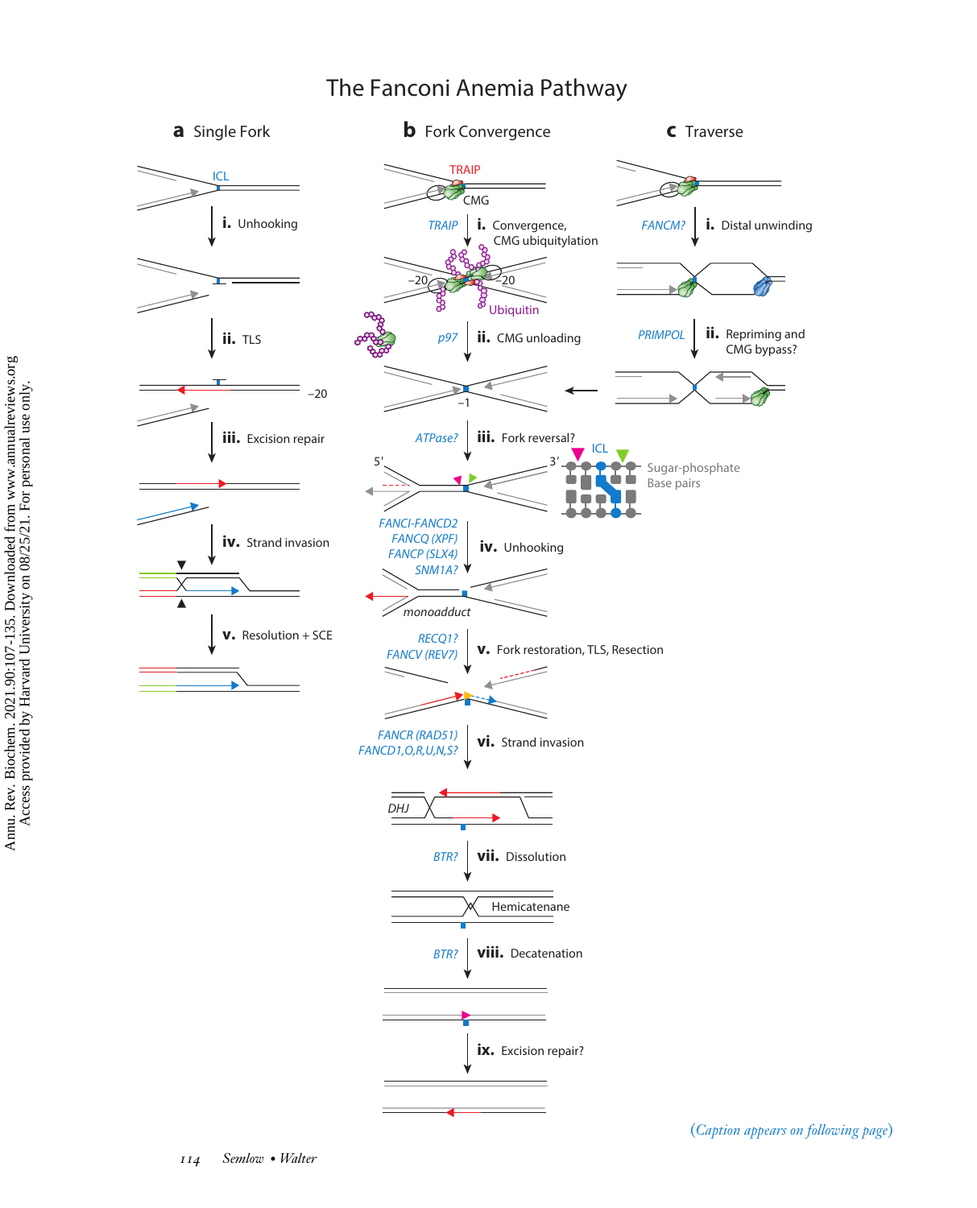# The Fanconi Anemia Pathway

## a Single Fork

ICL

i. Unhooking

ii. TLS

–20

iii. Excision repair

iv. Strand invasion

v. Resolution + SCE

## b Fork Convergence

TRAIP

CMG

TRAIP — i. Convergence, CMG ubiquitylation

–20 — 20

Ubiquitin

p97 — ii. CMG unloading

–1

ATPase? — iii. Fork reversal?

5′ — 3′

ICL

Sugar-phosphate
Base pairs

FANCI-FANCD2
FANCQ (XPF)
FANCP (SLX4)
SNM1A? — iv. Unhooking

monoadduct

RECQ1?
FANCV (REV7) — v. Fork restoration, TLS, Resection

FANCR (RAD51)
FANCD1,O,R,U,N,S? — vi. Strand invasion

DHJ

BTR? — vii. Dissolution

Hemicatenane

BTR? — viii. Decatenation

ix. Excision repair?

## c Traverse

FANCM? — i. Distal unwinding

PRIMPOL — ii. Repriming and CMG bypass?

(*Caption appears on following page*)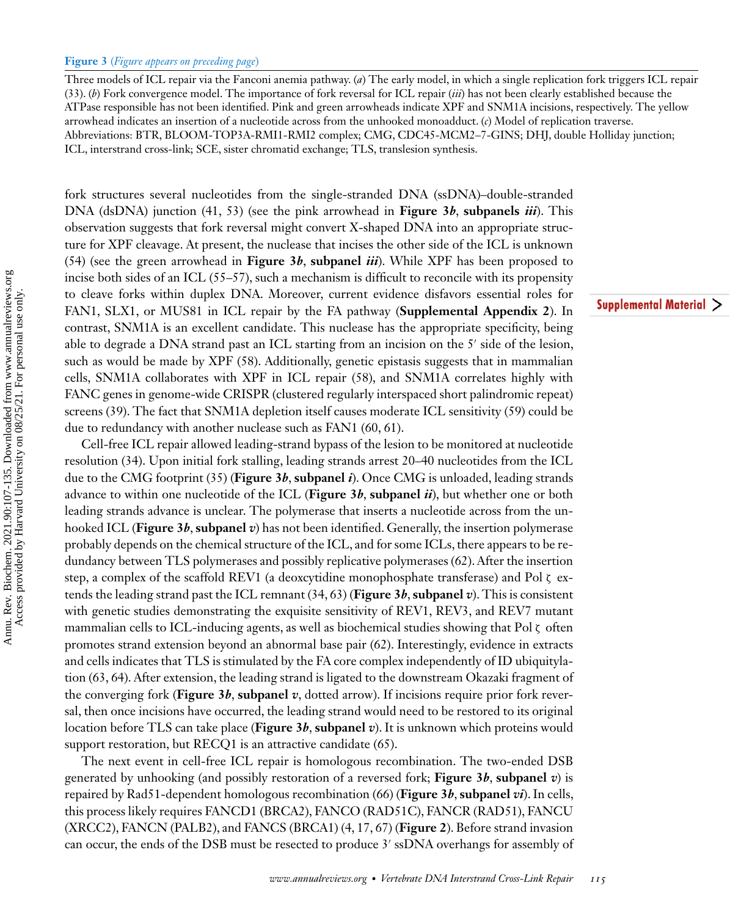**Figure 3** (*Figure appears on preceding page*)

Three models of ICL repair via the Fanconi anemia pathway. (*a*) The early model, in which a single replication fork triggers ICL repair (33). (*b*) Fork convergence model. The importance of fork reversal for ICL repair (*iii*) has not been clearly established because the ATPase responsible has not been identified. Pink and green arrowheads indicate XPF and SNM1A incisions, respectively. The yellow arrowhead indicates an insertion of a nucleotide across from the unhooked monoadduct. (*c*) Model of replication traverse. Abbreviations: BTR, BLOOM-TOP3A-RMI1-RMI2 complex; CMG, CDC45-MCM2–7-GINS; DHJ, double Holliday junction; ICL, interstrand cross-link; SCE, sister chromatid exchange; TLS, translesion synthesis.

fork structures several nucleotides from the single-stranded DNA (ssDNA)–double-stranded DNA (dsDNA) junction (41, 53) (see the pink arrowhead in **Figure 3*b*, subpanels *iii***). This observation suggests that fork reversal might convert X-shaped DNA into an appropriate structure for XPF cleavage. At present, the nuclease that incises the other side of the ICL is unknown (54) (see the green arrowhead in **Figure 3*b*, subpanel *iii***). While XPF has been proposed to incise both sides of an ICL (55–57), such a mechanism is difficult to reconcile with its propensity to cleave forks within duplex DNA. Moreover, current evidence disfavors essential roles for FAN1, SLX1, or MUS81 in ICL repair by the FA pathway (**Supplemental Appendix 2**). In contrast, SNM1A is an excellent candidate. This nuclease has the appropriate specificity, being able to degrade a DNA strand past an ICL starting from an incision on the 5′ side of the lesion, such as would be made by XPF (58). Additionally, genetic epistasis suggests that in mammalian cells, SNM1A collaborates with XPF in ICL repair (58), and SNM1A correlates highly with FANC genes in genome-wide CRISPR (clustered regularly interspaced short palindromic repeat) screens (39). The fact that SNM1A depletion itself causes moderate ICL sensitivity (59) could be due to redundancy with another nuclease such as FAN1 (60, 61).

Supplemental Material >

Cell-free ICL repair allowed leading-strand bypass of the lesion to be monitored at nucleotide resolution (34). Upon initial fork stalling, leading strands arrest 20–40 nucleotides from the ICL due to the CMG footprint (35) (**Figure 3*b*, subpanel *i***). Once CMG is unloaded, leading strands advance to within one nucleotide of the ICL (**Figure 3*b*, subpanel *ii***), but whether one or both leading strands advance is unclear. The polymerase that inserts a nucleotide across from the unhooked ICL (**Figure 3*b*, subpanel *v***) has not been identified. Generally, the insertion polymerase probably depends on the chemical structure of the ICL, and for some ICLs, there appears to be redundancy between TLS polymerases and possibly replicative polymerases (62). After the insertion step, a complex of the scaffold REV1 (a deoxycytidine monophosphate transferase) and Pol ζ extends the leading strand past the ICL remnant (34, 63) (**Figure 3*b*, subpanel *v***). This is consistent with genetic studies demonstrating the exquisite sensitivity of REV1, REV3, and REV7 mutant mammalian cells to ICL-inducing agents, as well as biochemical studies showing that Pol ζ often promotes strand extension beyond an abnormal base pair (62). Interestingly, evidence in extracts and cells indicates that TLS is stimulated by the FA core complex independently of ID ubiquitylation (63, 64). After extension, the leading strand is ligated to the downstream Okazaki fragment of the converging fork (**Figure 3*b*, subpanel *v***, dotted arrow). If incisions require prior fork reversal, then once incisions have occurred, the leading strand would need to be restored to its original location before TLS can take place (**Figure 3*b*, subpanel *v***). It is unknown which proteins would support restoration, but RECQ1 is an attractive candidate (65).

The next event in cell-free ICL repair is homologous recombination. The two-ended DSB generated by unhooking (and possibly restoration of a reversed fork; **Figure 3*b*, subpanel *v***) is repaired by Rad51-dependent homologous recombination (66) (**Figure 3*b*, subpanel *vi***). In cells, this process likely requires FANCD1 (BRCA2), FANCO (RAD51C), FANCR (RAD51), FANCU (XRCC2), FANCN (PALB2), and FANCS (BRCA1) (4, 17, 67) (**Figure 2**). Before strand invasion can occur, the ends of the DSB must be resected to produce 3′ ssDNA overhangs for assembly of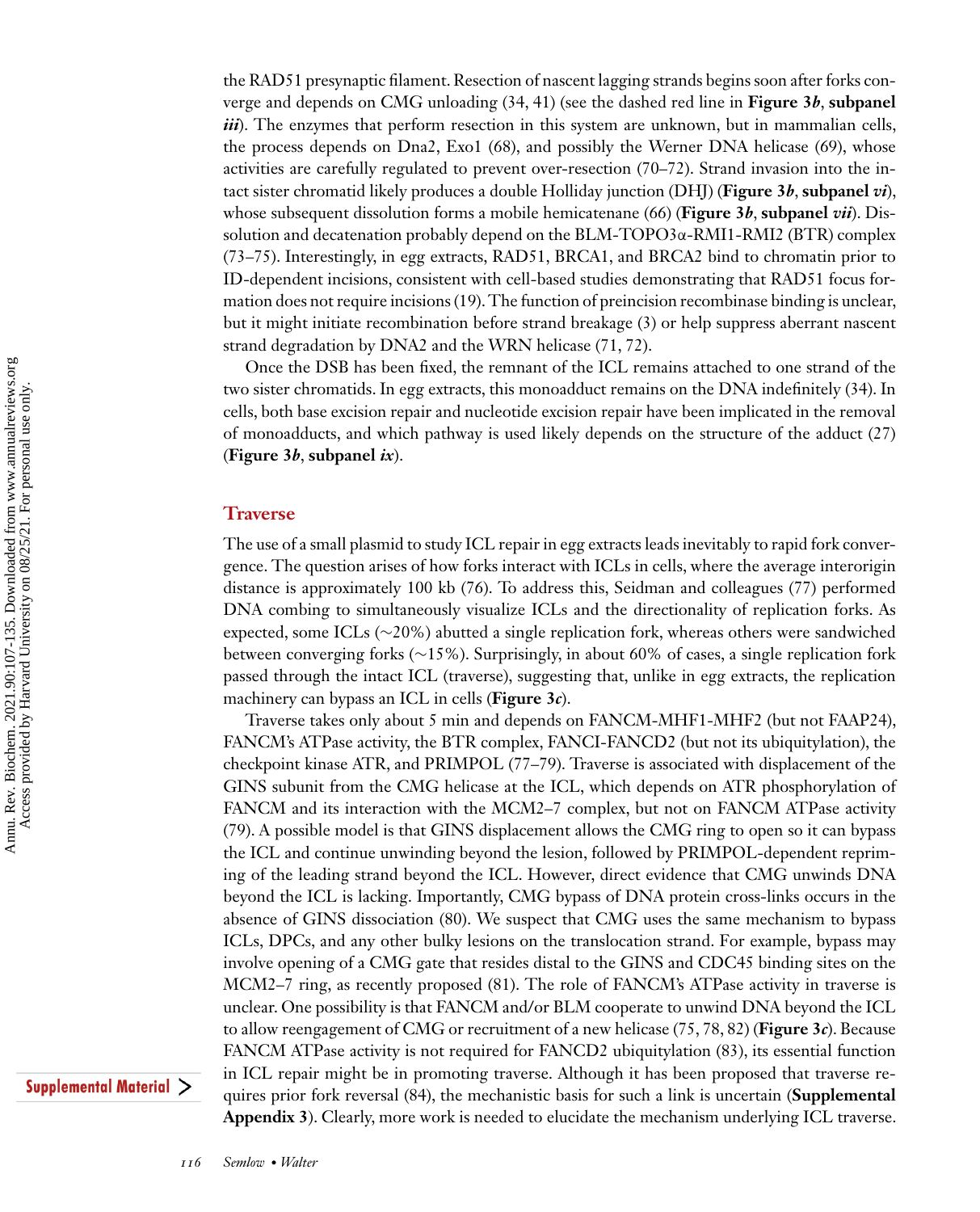the RAD51 presynaptic filament. Resection of nascent lagging strands begins soon after forks converge and depends on CMG unloading (34, 41) (see the dashed red line in **Figure 3*b*, subpanel *iii***). The enzymes that perform resection in this system are unknown, but in mammalian cells, the process depends on Dna2, Exo1 (68), and possibly the Werner DNA helicase (69), whose activities are carefully regulated to prevent over-resection (70–72). Strand invasion into the intact sister chromatid likely produces a double Holliday junction (DHJ) (**Figure 3*b*, subpanel *vi***), whose subsequent dissolution forms a mobile hemicatenane (66) (**Figure 3*b*, subpanel *vii***). Dissolution and decatenation probably depend on the BLM-TOPO3α-RMI1-RMI2 (BTR) complex (73–75). Interestingly, in egg extracts, RAD51, BRCA1, and BRCA2 bind to chromatin prior to ID-dependent incisions, consistent with cell-based studies demonstrating that RAD51 focus formation does not require incisions (19). The function of preincision recombinase binding is unclear, but it might initiate recombination before strand breakage (3) or help suppress aberrant nascent strand degradation by DNA2 and the WRN helicase (71, 72).

Once the DSB has been fixed, the remnant of the ICL remains attached to one strand of the two sister chromatids. In egg extracts, this monoadduct remains on the DNA indefinitely (34). In cells, both base excision repair and nucleotide excision repair have been implicated in the removal of monoadducts, and which pathway is used likely depends on the structure of the adduct (27) (**Figure 3*b*, subpanel *ix***).

## Traverse

The use of a small plasmid to study ICL repair in egg extracts leads inevitably to rapid fork convergence. The question arises of how forks interact with ICLs in cells, where the average interorigin distance is approximately 100 kb (76). To address this, Seidman and colleagues (77) performed DNA combing to simultaneously visualize ICLs and the directionality of replication forks. As expected, some ICLs (~20%) abutted a single replication fork, whereas others were sandwiched between converging forks (~15%). Surprisingly, in about 60% of cases, a single replication fork passed through the intact ICL (traverse), suggesting that, unlike in egg extracts, the replication machinery can bypass an ICL in cells (**Figure 3*c***).

Traverse takes only about 5 min and depends on FANCM-MHF1-MHF2 (but not FAAP24), FANCM's ATPase activity, the BTR complex, FANCI-FANCD2 (but not its ubiquitylation), the checkpoint kinase ATR, and PRIMPOL (77–79). Traverse is associated with displacement of the GINS subunit from the CMG helicase at the ICL, which depends on ATR phosphorylation of FANCM and its interaction with the MCM2–7 complex, but not on FANCM ATPase activity (79). A possible model is that GINS displacement allows the CMG ring to open so it can bypass the ICL and continue unwinding beyond the lesion, followed by PRIMPOL-dependent repriming of the leading strand beyond the ICL. However, direct evidence that CMG unwinds DNA beyond the ICL is lacking. Importantly, CMG bypass of DNA protein cross-links occurs in the absence of GINS dissociation (80). We suspect that CMG uses the same mechanism to bypass ICLs, DPCs, and any other bulky lesions on the translocation strand. For example, bypass may involve opening of a CMG gate that resides distal to the GINS and CDC45 binding sites on the MCM2–7 ring, as recently proposed (81). The role of FANCM's ATPase activity in traverse is unclear. One possibility is that FANCM and/or BLM cooperate to unwind DNA beyond the ICL to allow reengagement of CMG or recruitment of a new helicase (75, 78, 82) (**Figure 3*c***). Because FANCM ATPase activity is not required for FANCD2 ubiquitylation (83), its essential function in ICL repair might be in promoting traverse. Although it has been proposed that traverse requires prior fork reversal (84), the mechanistic basis for such a link is uncertain (**Supplemental Appendix 3**). Clearly, more work is needed to elucidate the mechanism underlying ICL traverse.

Supplemental Material >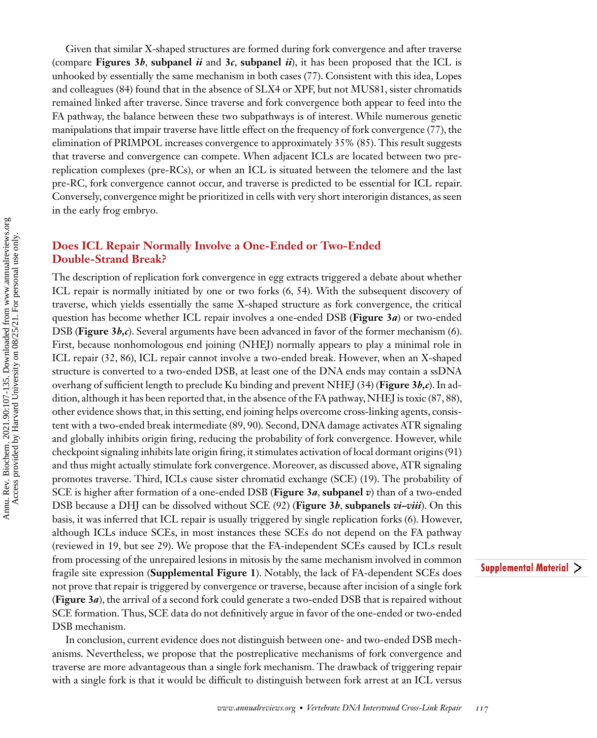Given that similar X-shaped structures are formed during fork convergence and after traverse (compare **Figures 3*b*, subpanel *ii*** and **3*c*, subpanel *ii***), it has been proposed that the ICL is unhooked by essentially the same mechanism in both cases (77). Consistent with this idea, Lopes and colleagues (84) found that in the absence of SLX4 or XPF, but not MUS81, sister chromatids remained linked after traverse. Since traverse and fork convergence both appear to feed into the FA pathway, the balance between these two subpathways is of interest. While numerous genetic manipulations that impair traverse have little effect on the frequency of fork convergence (77), the elimination of PRIMPOL increases convergence to approximately 35% (85). This result suggests that traverse and convergence can compete. When adjacent ICLs are located between two pre-replication complexes (pre-RCs), or when an ICL is situated between the telomere and the last pre-RC, fork convergence cannot occur, and traverse is predicted to be essential for ICL repair. Conversely, convergence might be prioritized in cells with very short interorigin distances, as seen in the early frog embryo.

## Does ICL Repair Normally Involve a One-Ended or Two-Ended Double-Strand Break?

The description of replication fork convergence in egg extracts triggered a debate about whether ICL repair is normally initiated by one or two forks (6, 54). With the subsequent discovery of traverse, which yields essentially the same X-shaped structure as fork convergence, the critical question has become whether ICL repair involves a one-ended DSB (**Figure 3*a***) or two-ended DSB (**Figure 3*b*,*c***). Several arguments have been advanced in favor of the former mechanism (6). First, because nonhomologous end joining (NHEJ) normally appears to play a minimal role in ICL repair (32, 86), ICL repair cannot involve a two-ended break. However, when an X-shaped structure is converted to a two-ended DSB, at least one of the DNA ends may contain a ssDNA overhang of sufficient length to preclude Ku binding and prevent NHEJ (34) (**Figure 3*b*,*c***). In addition, although it has been reported that, in the absence of the FA pathway, NHEJ is toxic (87, 88), other evidence shows that, in this setting, end joining helps overcome cross-linking agents, consistent with a two-ended break intermediate (89, 90). Second, DNA damage activates ATR signaling and globally inhibits origin firing, reducing the probability of fork convergence. However, while checkpoint signaling inhibits late origin firing, it stimulates activation of local dormant origins (91) and thus might actually stimulate fork convergence. Moreover, as discussed above, ATR signaling promotes traverse. Third, ICLs cause sister chromatid exchange (SCE) (19). The probability of SCE is higher after formation of a one-ended DSB (**Figure 3*a*, subpanel *v***) than of a two-ended DSB because a DHJ can be dissolved without SCE (92) (**Figure 3*b*, subpanels *vi*–*viii***). On this basis, it was inferred that ICL repair is usually triggered by single replication forks (6). However, although ICLs induce SCEs, in most instances these SCEs do not depend on the FA pathway (reviewed in 19, but see 29). We propose that the FA-independent SCEs caused by ICLs result from processing of the unrepaired lesions in mitosis by the same mechanism involved in common fragile site expression (**Supplemental Figure 1**). Notably, the lack of FA-dependent SCEs does not prove that repair is triggered by convergence or traverse, because after incision of a single fork (**Figure 3*a***), the arrival of a second fork could generate a two-ended DSB that is repaired without SCE formation. Thus, SCE data do not definitively argue in favor of the one-ended or two-ended DSB mechanism.

Supplemental Material >

In conclusion, current evidence does not distinguish between one- and two-ended DSB mechanisms. Nevertheless, we propose that the postreplicative mechanisms of fork convergence and traverse are more advantageous than a single fork mechanism. The drawback of triggering repair with a single fork is that it would be difficult to distinguish between fork arrest at an ICL versus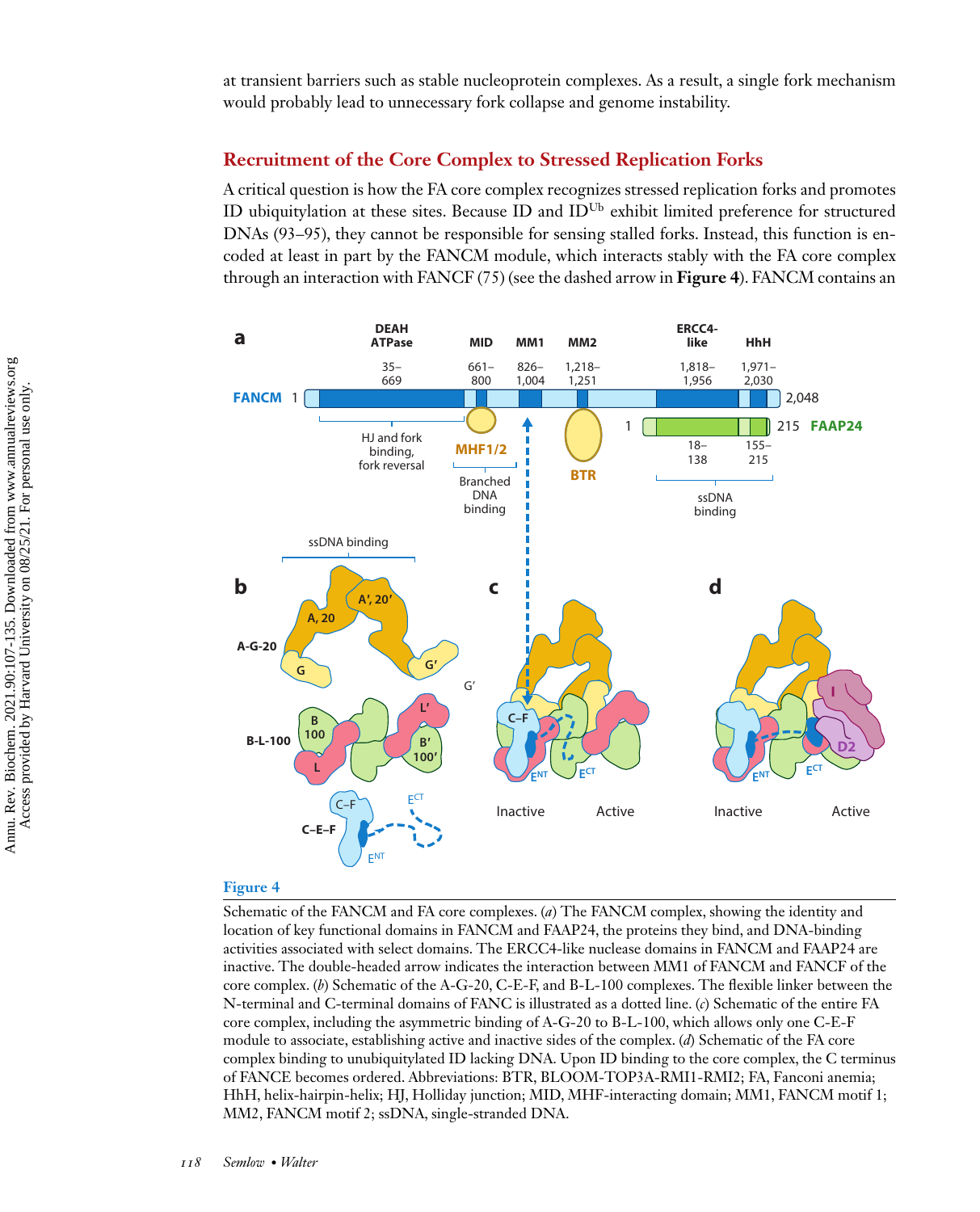at transient barriers such as stable nucleoprotein complexes. As a result, a single fork mechanism would probably lead to unnecessary fork collapse and genome instability.

## Recruitment of the Core Complex to Stressed Replication Forks

A critical question is how the FA core complex recognizes stressed replication forks and promotes ID ubiquitylation at these sites. Because ID and $ID^{Ub}$ exhibit limited preference for structured DNAs (93–95), they cannot be responsible for sensing stalled forks. Instead, this function is encoded at least in part by the FANCM module, which interacts stably with the FA core complex through an interaction with FANCF (75) (see the dashed arrow in **Figure 4**). FANCM contains an

**Figure 4**

Schematic of the FANCM and FA core complexes. (*a*) The FANCM complex, showing the identity and location of key functional domains in FANCM and FAAP24, the proteins they bind, and DNA-binding activities associated with select domains. The ERCC4-like nuclease domains in FANCM and FAAP24 are inactive. The double-headed arrow indicates the interaction between MM1 of FANCM and FANCF of the core complex. (*b*) Schematic of the A-G-20, C-E-F, and B-L-100 complexes. The flexible linker between the N-terminal and C-terminal domains of FANC is illustrated as a dotted line. (*c*) Schematic of the entire FA core complex, including the asymmetric binding of A-G-20 to B-L-100, which allows only one C-E-F module to associate, establishing active and inactive sides of the complex. (*d*) Schematic of the FA core complex binding to unubiquitylated ID lacking DNA. Upon ID binding to the core complex, the C terminus of FANCE becomes ordered. Abbreviations: BTR, BLOOM-TOP3A-RMI1-RMI2; FA, Fanconi anemia; HhH, helix-hairpin-helix; HJ, Holliday junction; MID, MHF-interacting domain; MM1, FANCM motif 1; MM2, FANCM motif 2; ssDNA, single-stranded DNA.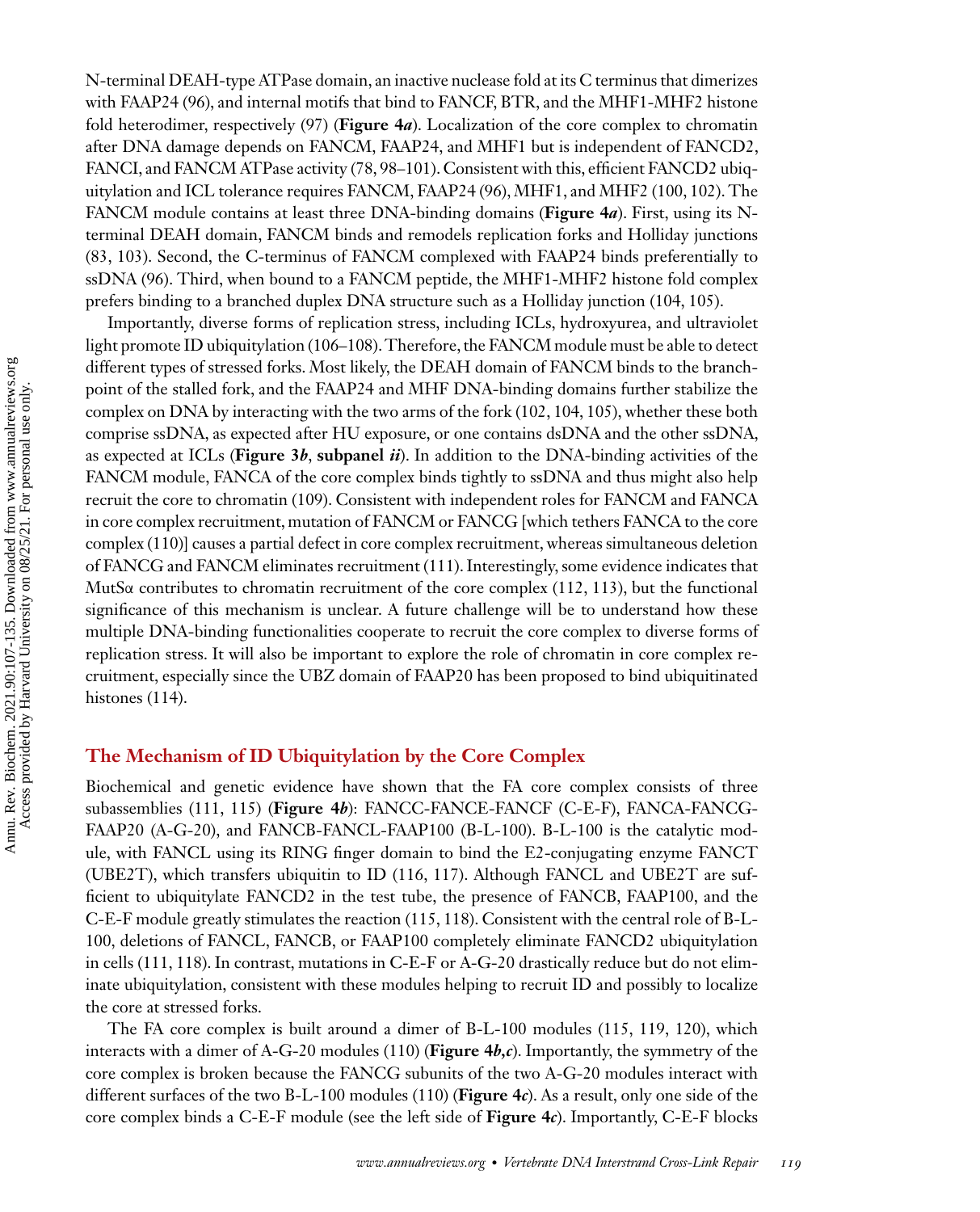N-terminal DEAH-type ATPase domain, an inactive nuclease fold at its C terminus that dimerizes with FAAP24 (96), and internal motifs that bind to FANCF, BTR, and the MHF1-MHF2 histone fold heterodimer, respectively (97) (**Figure 4*a***). Localization of the core complex to chromatin after DNA damage depends on FANCM, FAAP24, and MHF1 but is independent of FANCD2, FANCI, and FANCM ATPase activity (78, 98–101). Consistent with this, efficient FANCD2 ubiquitylation and ICL tolerance requires FANCM, FAAP24 (96), MHF1, and MHF2 (100, 102). The FANCM module contains at least three DNA-binding domains (**Figure 4*a***). First, using its N-terminal DEAH domain, FANCM binds and remodels replication forks and Holliday junctions (83, 103). Second, the C-terminus of FANCM complexed with FAAP24 binds preferentially to ssDNA (96). Third, when bound to a FANCM peptide, the MHF1-MHF2 histone fold complex prefers binding to a branched duplex DNA structure such as a Holliday junction (104, 105).

Importantly, diverse forms of replication stress, including ICLs, hydroxyurea, and ultraviolet light promote ID ubiquitylation (106–108). Therefore, the FANCM module must be able to detect different types of stressed forks. Most likely, the DEAH domain of FANCM binds to the branch-point of the stalled fork, and the FAAP24 and MHF DNA-binding domains further stabilize the complex on DNA by interacting with the two arms of the fork (102, 104, 105), whether these both comprise ssDNA, as expected after HU exposure, or one contains dsDNA and the other ssDNA, as expected at ICLs (**Figure 3*b*, subpanel *ii***). In addition to the DNA-binding activities of the FANCM module, FANCA of the core complex binds tightly to ssDNA and thus might also help recruit the core to chromatin (109). Consistent with independent roles for FANCM and FANCA in core complex recruitment, mutation of FANCM or FANCG [which tethers FANCA to the core complex (110)] causes a partial defect in core complex recruitment, whereas simultaneous deletion of FANCG and FANCM eliminates recruitment (111). Interestingly, some evidence indicates that MutSα contributes to chromatin recruitment of the core complex (112, 113), but the functional significance of this mechanism is unclear. A future challenge will be to understand how these multiple DNA-binding functionalities cooperate to recruit the core complex to diverse forms of replication stress. It will also be important to explore the role of chromatin in core complex recruitment, especially since the UBZ domain of FAAP20 has been proposed to bind ubiquitinated histones (114).

## The Mechanism of ID Ubiquitylation by the Core Complex

Biochemical and genetic evidence have shown that the FA core complex consists of three subassemblies (111, 115) (**Figure 4*b***): FANCC-FANCE-FANCF (C-E-F), FANCA-FANCG-FAAP20 (A-G-20), and FANCB-FANCL-FAAP100 (B-L-100). B-L-100 is the catalytic module, with FANCL using its RING finger domain to bind the E2-conjugating enzyme FANCT (UBE2T), which transfers ubiquitin to ID (116, 117). Although FANCL and UBE2T are sufficient to ubiquitylate FANCD2 in the test tube, the presence of FANCB, FAAP100, and the C-E-F module greatly stimulates the reaction (115, 118). Consistent with the central role of B-L-100, deletions of FANCL, FANCB, or FAAP100 completely eliminate FANCD2 ubiquitylation in cells (111, 118). In contrast, mutations in C-E-F or A-G-20 drastically reduce but do not eliminate ubiquitylation, consistent with these modules helping to recruit ID and possibly to localize the core at stressed forks.

The FA core complex is built around a dimer of B-L-100 modules (115, 119, 120), which interacts with a dimer of A-G-20 modules (110) (**Figure 4*b,c***). Importantly, the symmetry of the core complex is broken because the FANCG subunits of the two A-G-20 modules interact with different surfaces of the two B-L-100 modules (110) (**Figure 4*c***). As a result, only one side of the core complex binds a C-E-F module (see the left side of **Figure 4*c***). Importantly, C-E-F blocks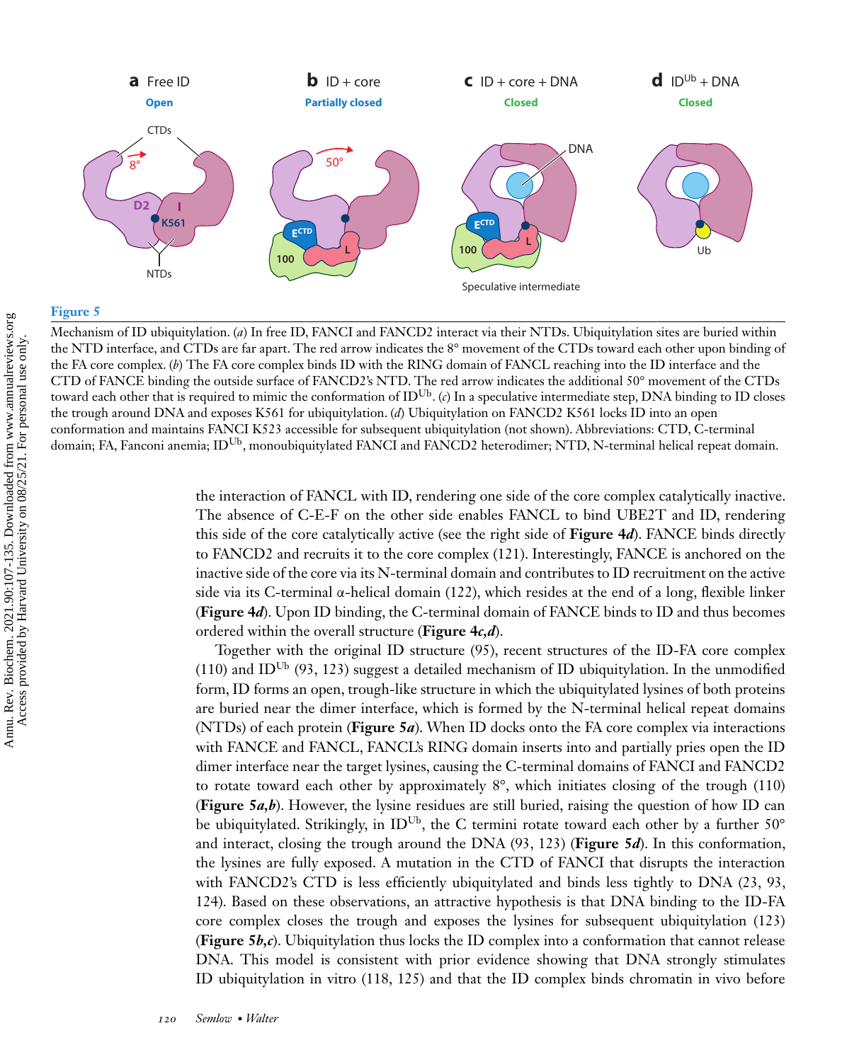**Figure 5**

Mechanism of ID ubiquitylation. (*a*) In free ID, FANCI and FANCD2 interact via their NTDs. Ubiquitylation sites are buried within the NTD interface, and CTDs are far apart. The red arrow indicates the 8° movement of the CTDs toward each other upon binding of the FA core complex. (*b*) The FA core complex binds ID with the RING domain of FANCL reaching into the ID interface and the CTD of FANCE binding the outside surface of FANCD2's NTD. The red arrow indicates the additional 50° movement of the CTDs toward each other that is required to mimic the conformation of $ID^{Ub}$. (*c*) In a speculative intermediate step, DNA binding to ID closes the trough around DNA and exposes K561 for ubiquitylation. (*d*) Ubiquitylation on FANCD2 K561 locks ID into an open conformation and maintains FANCI K523 accessible for subsequent ubiquitylation (not shown). Abbreviations: CTD, C-terminal domain; FA, Fanconi anemia; $ID^{Ub}$, monoubiquitylated FANCI and FANCD2 heterodimer; NTD, N-terminal helical repeat domain.

the interaction of FANCL with ID, rendering one side of the core complex catalytically inactive. The absence of C-E-F on the other side enables FANCL to bind UBE2T and ID, rendering this side of the core catalytically active (see the right side of **Figure 4*d***). FANCE binds directly to FANCD2 and recruits it to the core complex (121). Interestingly, FANCE is anchored on the inactive side of the core via its N-terminal domain and contributes to ID recruitment on the active side via its C-terminal α-helical domain (122), which resides at the end of a long, flexible linker (**Figure 4*d***). Upon ID binding, the C-terminal domain of FANCE binds to ID and thus becomes ordered within the overall structure (**Figure 4*c*,*d***).

Together with the original ID structure (95), recent structures of the ID-FA core complex (110) and $ID^{Ub}$ (93, 123) suggest a detailed mechanism of ID ubiquitylation. In the unmodified form, ID forms an open, trough-like structure in which the ubiquitylated lysines of both proteins are buried near the dimer interface, which is formed by the N-terminal helical repeat domains (NTDs) of each protein (**Figure 5*a***). When ID docks onto the FA core complex via interactions with FANCE and FANCL, FANCL's RING domain inserts into and partially pries open the ID dimer interface near the target lysines, causing the C-terminal domains of FANCI and FANCD2 to rotate toward each other by approximately 8°, which initiates closing of the trough (110) (**Figure 5*a*,*b***). However, the lysine residues are still buried, raising the question of how ID can be ubiquitylated. Strikingly, in $ID^{Ub}$, the C termini rotate toward each other by a further 50° and interact, closing the trough around the DNA (93, 123) (**Figure 5*d***). In this conformation, the lysines are fully exposed. A mutation in the CTD of FANCI that disrupts the interaction with FANCD2's CTD is less efficiently ubiquitylated and binds less tightly to DNA (23, 93, 124). Based on these observations, an attractive hypothesis is that DNA binding to the ID-FA core complex closes the trough and exposes the lysines for subsequent ubiquitylation (123) (**Figure 5*b*,*c***). Ubiquitylation thus locks the ID complex into a conformation that cannot release DNA. This model is consistent with prior evidence showing that DNA strongly stimulates ID ubiquitylation in vitro (118, 125) and that the ID complex binds chromatin in vivo before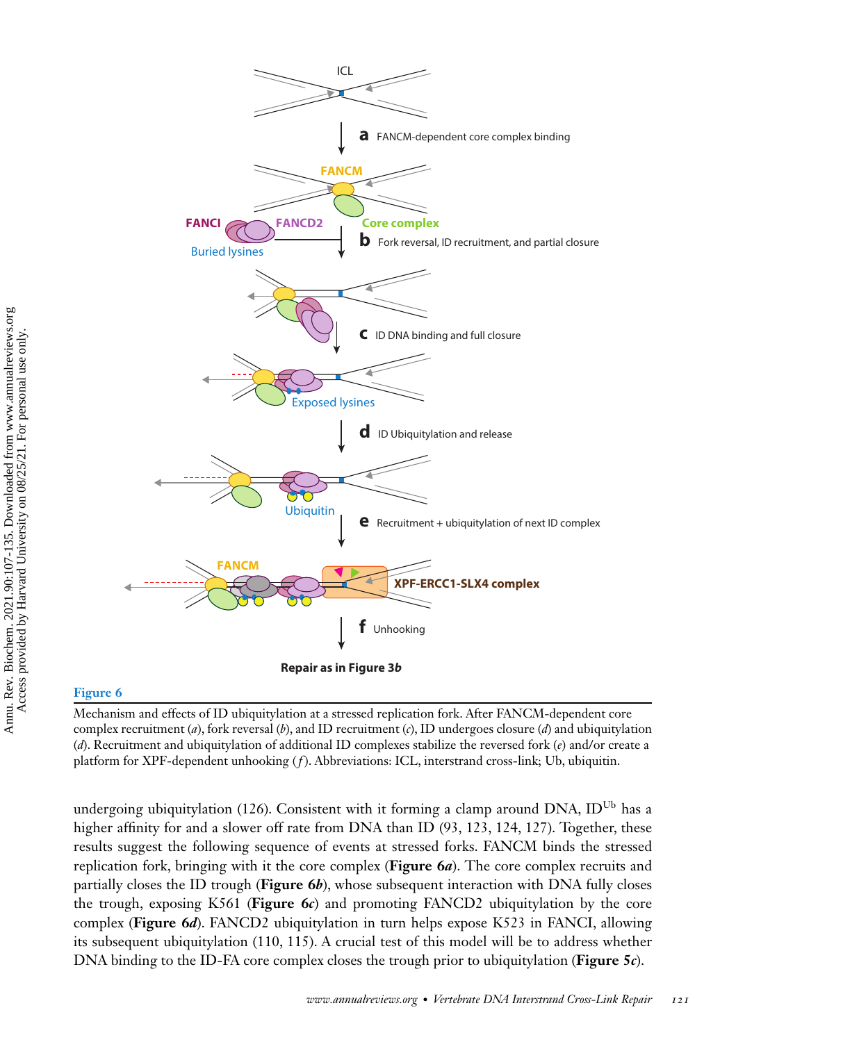**Figure 6**

Mechanism and effects of ID ubiquitylation at a stressed replication fork. After FANCM-dependent core complex recruitment (*a*), fork reversal (*b*), and ID recruitment (*c*), ID undergoes closure (*d*) and ubiquitylation (*d*). Recruitment and ubiquitylation of additional ID complexes stabilize the reversed fork (*e*) and/or create a platform for XPF-dependent unhooking (*f*). Abbreviations: ICL, interstrand cross-link; Ub, ubiquitin.

undergoing ubiquitylation (126). Consistent with it forming a clamp around DNA, $ID^{Ub}$ has a higher affinity for and a slower off rate from DNA than ID (93, 123, 124, 127). Together, these results suggest the following sequence of events at stressed forks. FANCM binds the stressed replication fork, bringing with it the core complex (**Figure 6*a***). The core complex recruits and partially closes the ID trough (**Figure 6*b***), whose subsequent interaction with DNA fully closes the trough, exposing K561 (**Figure 6*c***) and promoting FANCD2 ubiquitylation by the core complex (**Figure 6*d***). FANCD2 ubiquitylation in turn helps expose K523 in FANCI, allowing its subsequent ubiquitylation (110, 115). A crucial test of this model will be to address whether DNA binding to the ID-FA core complex closes the trough prior to ubiquitylation (**Figure 5*c***).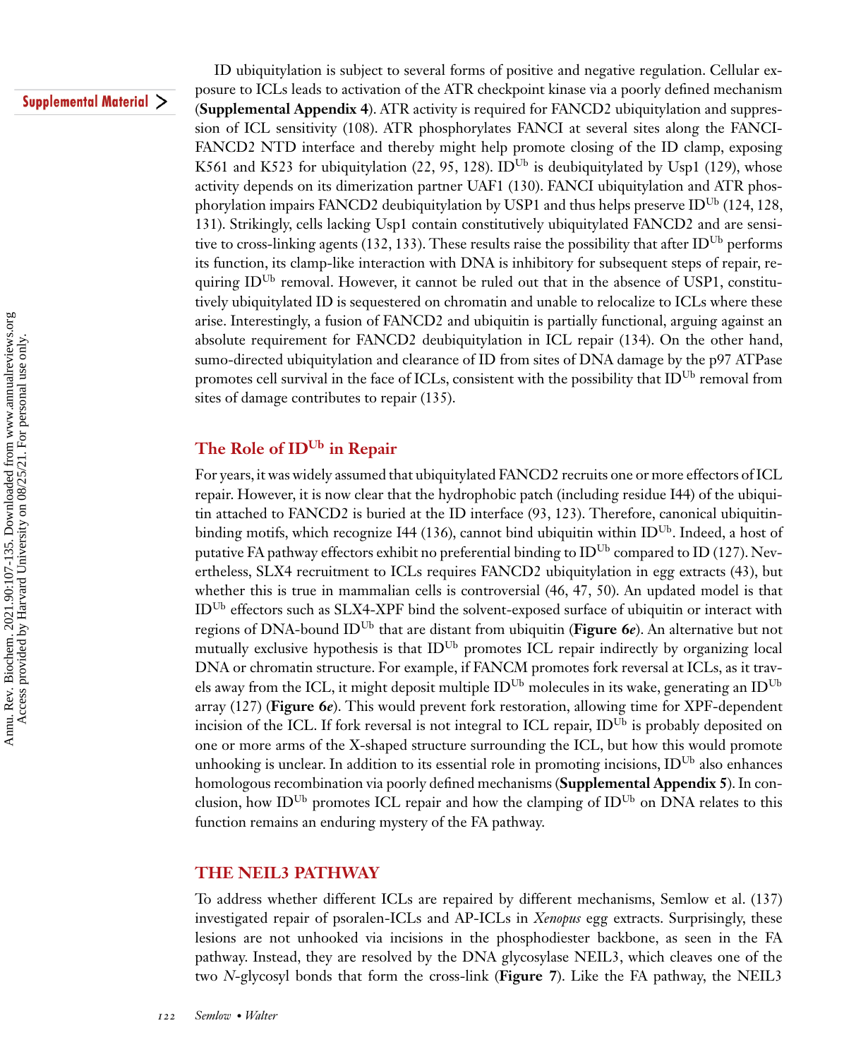ID ubiquitylation is subject to several forms of positive and negative regulation. Cellular exposure to ICLs leads to activation of the ATR checkpoint kinase via a poorly defined mechanism (**Supplemental Appendix 4**). ATR activity is required for FANCD2 ubiquitylation and suppression of ICL sensitivity (108). ATR phosphorylates FANCI at several sites along the FANCI-FANCD2 NTD interface and thereby might help promote closing of the ID clamp, exposing K561 and K523 for ubiquitylation (22, 95, 128). $ID^{Ub}$ is deubiquitylated by Usp1 (129), whose activity depends on its dimerization partner UAF1 (130). FANCI ubiquitylation and ATR phosphorylation impairs FANCD2 deubiquitylation by USP1 and thus helps preserve $ID^{Ub}$ (124, 128, 131). Strikingly, cells lacking Usp1 contain constitutively ubiquitylated FANCD2 and are sensitive to cross-linking agents (132, 133). These results raise the possibility that after $ID^{Ub}$ performs its function, its clamp-like interaction with DNA is inhibitory for subsequent steps of repair, requiring $ID^{Ub}$ removal. However, it cannot be ruled out that in the absence of USP1, constitutively ubiquitylated ID is sequestered on chromatin and unable to relocalize to ICLs where these arise. Interestingly, a fusion of FANCD2 and ubiquitin is partially functional, arguing against an absolute requirement for FANCD2 deubiquitylation in ICL repair (134). On the other hand, sumo-directed ubiquitylation and clearance of ID from sites of DNA damage by the p97 ATPase promotes cell survival in the face of ICLs, consistent with the possibility that $ID^{Ub}$ removal from sites of damage contributes to repair (135).

### The Role of $ID^{Ub}$ in Repair

For years, it was widely assumed that ubiquitylated FANCD2 recruits one or more effectors of ICL repair. However, it is now clear that the hydrophobic patch (including residue I44) of the ubiquitin attached to FANCD2 is buried at the ID interface (93, 123). Therefore, canonical ubiquitin-binding motifs, which recognize I44 (136), cannot bind ubiquitin within $ID^{Ub}$. Indeed, a host of putative FA pathway effectors exhibit no preferential binding to $ID^{Ub}$ compared to ID (127). Nevertheless, SLX4 recruitment to ICLs requires FANCD2 ubiquitylation in egg extracts (43), but whether this is true in mammalian cells is controversial (46, 47, 50). An updated model is that $ID^{Ub}$ effectors such as SLX4-XPF bind the solvent-exposed surface of ubiquitin or interact with regions of DNA-bound $ID^{Ub}$ that are distant from ubiquitin (**Figure 6*e***). An alternative but not mutually exclusive hypothesis is that $ID^{Ub}$ promotes ICL repair indirectly by organizing local DNA or chromatin structure. For example, if FANCM promotes fork reversal at ICLs, as it travels away from the ICL, it might deposit multiple $ID^{Ub}$ molecules in its wake, generating an $ID^{Ub}$ array (127) (**Figure 6*e***). This would prevent fork restoration, allowing time for XPF-dependent incision of the ICL. If fork reversal is not integral to ICL repair, $ID^{Ub}$ is probably deposited on one or more arms of the X-shaped structure surrounding the ICL, but how this would promote unhooking is unclear. In addition to its essential role in promoting incisions, $ID^{Ub}$ also enhances homologous recombination via poorly defined mechanisms (**Supplemental Appendix 5**). In conclusion, how $ID^{Ub}$ promotes ICL repair and how the clamping of $ID^{Ub}$ on DNA relates to this function remains an enduring mystery of the FA pathway.

## THE NEIL3 PATHWAY

To address whether different ICLs are repaired by different mechanisms, Semlow et al. (137) investigated repair of psoralen-ICLs and AP-ICLs in *Xenopus* egg extracts. Surprisingly, these lesions are not unhooked via incisions in the phosphodiester backbone, as seen in the FA pathway. Instead, they are resolved by the DNA glycosylase NEIL3, which cleaves one of the two *N*-glycosyl bonds that form the cross-link (**Figure 7**). Like the FA pathway, the NEIL3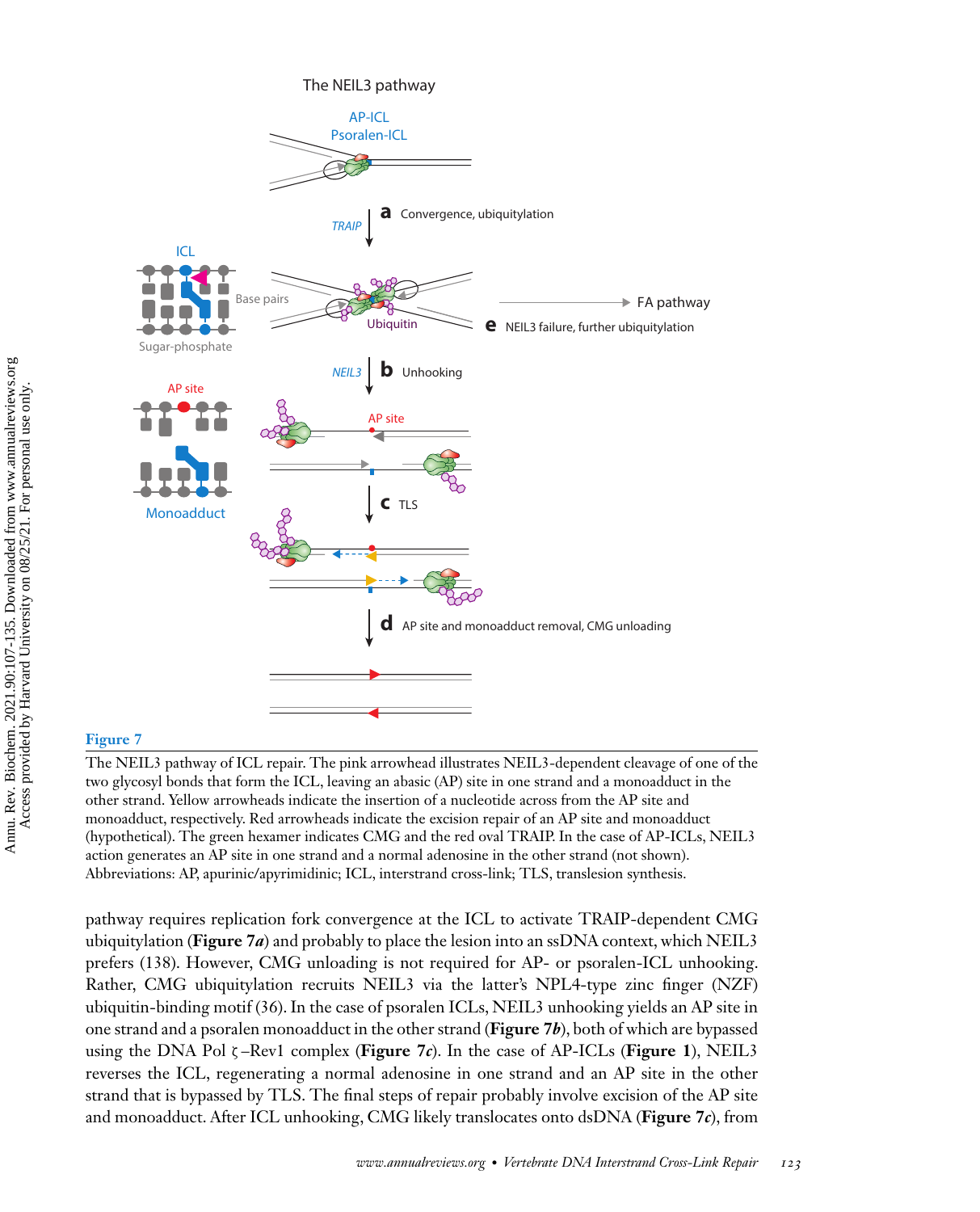**Figure 7**

The NEIL3 pathway of ICL repair. The pink arrowhead illustrates NEIL3-dependent cleavage of one of the two glycosyl bonds that form the ICL, leaving an abasic (AP) site in one strand and a monoadduct in the other strand. Yellow arrowheads indicate the insertion of a nucleotide across from the AP site and monoadduct, respectively. Red arrowheads indicate the excision repair of an AP site and monoadduct (hypothetical). The green hexamer indicates CMG and the red oval TRAIP. In the case of AP-ICLs, NEIL3 action generates an AP site in one strand and a normal adenosine in the other strand (not shown). Abbreviations: AP, apurinic/apyrimidinic; ICL, interstrand cross-link; TLS, translesion synthesis.

pathway requires replication fork convergence at the ICL to activate TRAIP-dependent CMG ubiquitylation (**Figure 7*a***) and probably to place the lesion into an ssDNA context, which NEIL3 prefers (138). However, CMG unloading is not required for AP- or psoralen-ICL unhooking. Rather, CMG ubiquitylation recruits NEIL3 via the latter's NPL4-type zinc finger (NZF) ubiquitin-binding motif (36). In the case of psoralen ICLs, NEIL3 unhooking yields an AP site in one strand and a psoralen monoadduct in the other strand (**Figure 7*b***), both of which are bypassed using the DNA Pol ζ–Rev1 complex (**Figure 7*c***). In the case of AP-ICLs (**Figure 1**), NEIL3 reverses the ICL, regenerating a normal adenosine in one strand and an AP site in the other strand that is bypassed by TLS. The final steps of repair probably involve excision of the AP site and monoadduct. After ICL unhooking, CMG likely translocates onto dsDNA (**Figure 7*c***), from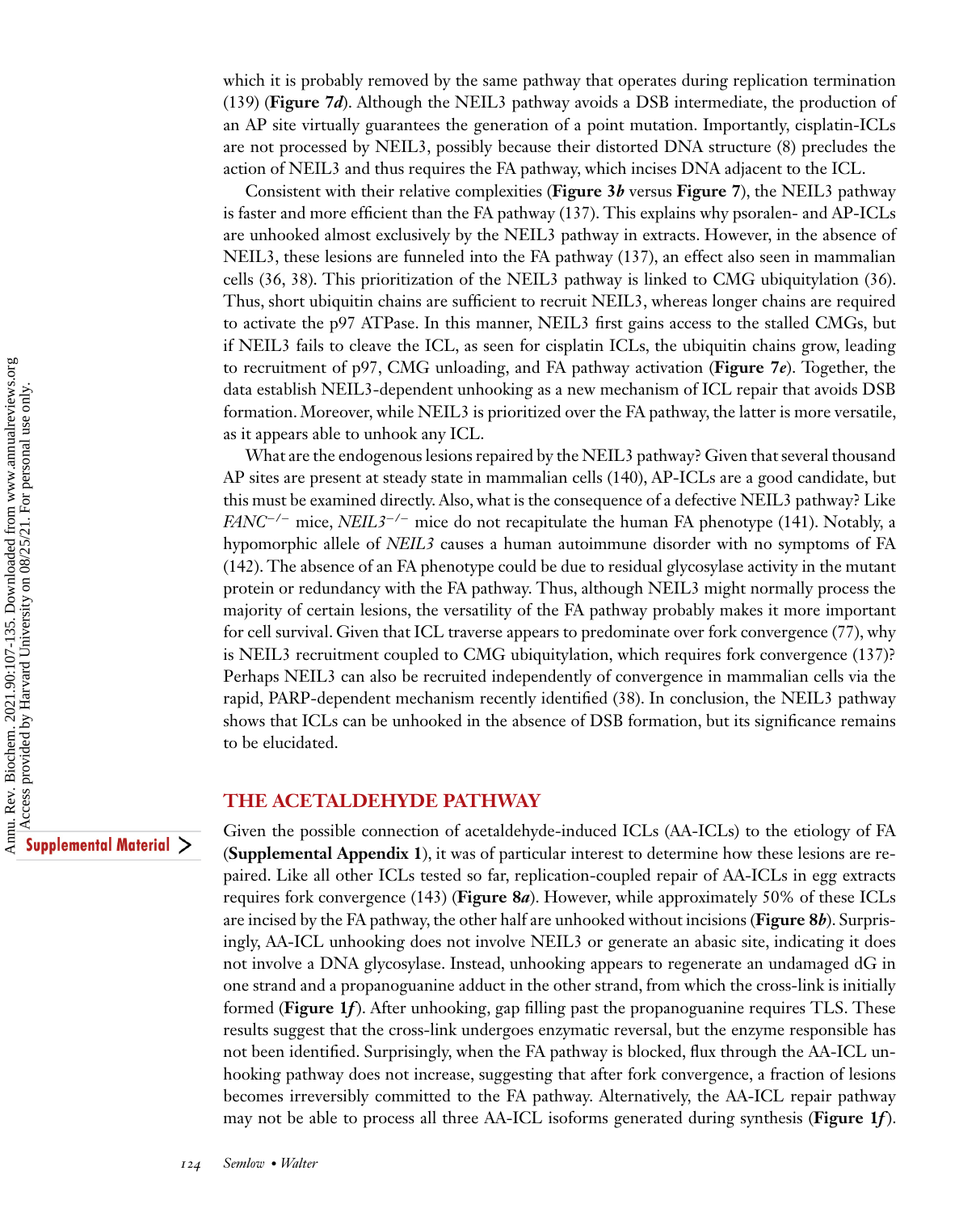which it is probably removed by the same pathway that operates during replication termination (139) (**Figure 7*d***). Although the NEIL3 pathway avoids a DSB intermediate, the production of an AP site virtually guarantees the generation of a point mutation. Importantly, cisplatin-ICLs are not processed by NEIL3, possibly because their distorted DNA structure (8) precludes the action of NEIL3 and thus requires the FA pathway, which incises DNA adjacent to the ICL.

Consistent with their relative complexities (**Figure 3*b*** versus **Figure 7**), the NEIL3 pathway is faster and more efficient than the FA pathway (137). This explains why psoralen- and AP-ICLs are unhooked almost exclusively by the NEIL3 pathway in extracts. However, in the absence of NEIL3, these lesions are funneled into the FA pathway (137), an effect also seen in mammalian cells (36, 38). This prioritization of the NEIL3 pathway is linked to CMG ubiquitylation (36). Thus, short ubiquitin chains are sufficient to recruit NEIL3, whereas longer chains are required to activate the p97 ATPase. In this manner, NEIL3 first gains access to the stalled CMGs, but if NEIL3 fails to cleave the ICL, as seen for cisplatin ICLs, the ubiquitin chains grow, leading to recruitment of p97, CMG unloading, and FA pathway activation (**Figure 7*e***). Together, the data establish NEIL3-dependent unhooking as a new mechanism of ICL repair that avoids DSB formation. Moreover, while NEIL3 is prioritized over the FA pathway, the latter is more versatile, as it appears able to unhook any ICL.

What are the endogenous lesions repaired by the NEIL3 pathway? Given that several thousand AP sites are present at steady state in mammalian cells (140), AP-ICLs are a good candidate, but this must be examined directly. Also, what is the consequence of a defective NEIL3 pathway? Like *FANC*$^{-/-}$ mice, *NEIL3*$^{-/-}$ mice do not recapitulate the human FA phenotype (141). Notably, a hypomorphic allele of *NEIL3* causes a human autoimmune disorder with no symptoms of FA (142). The absence of an FA phenotype could be due to residual glycosylase activity in the mutant protein or redundancy with the FA pathway. Thus, although NEIL3 might normally process the majority of certain lesions, the versatility of the FA pathway probably makes it more important for cell survival. Given that ICL traverse appears to predominate over fork convergence (77), why is NEIL3 recruitment coupled to CMG ubiquitylation, which requires fork convergence (137)? Perhaps NEIL3 can also be recruited independently of convergence in mammalian cells via the rapid, PARP-dependent mechanism recently identified (38). In conclusion, the NEIL3 pathway shows that ICLs can be unhooked in the absence of DSB formation, but its significance remains to be elucidated.

## THE ACETALDEHYDE PATHWAY

Supplemental Material >

Given the possible connection of acetaldehyde-induced ICLs (AA-ICLs) to the etiology of FA (**Supplemental Appendix 1**), it was of particular interest to determine how these lesions are repaired. Like all other ICLs tested so far, replication-coupled repair of AA-ICLs in egg extracts requires fork convergence (143) (**Figure 8*a***). However, while approximately 50% of these ICLs are incised by the FA pathway, the other half are unhooked without incisions (**Figure 8*b***). Surprisingly, AA-ICL unhooking does not involve NEIL3 or generate an abasic site, indicating it does not involve a DNA glycosylase. Instead, unhooking appears to regenerate an undamaged dG in one strand and a propanoguanine adduct in the other strand, from which the cross-link is initially formed (**Figure 1*f***). After unhooking, gap filling past the propanoguanine requires TLS. These results suggest that the cross-link undergoes enzymatic reversal, but the enzyme responsible has not been identified. Surprisingly, when the FA pathway is blocked, flux through the AA-ICL unhooking pathway does not increase, suggesting that after fork convergence, a fraction of lesions becomes irreversibly committed to the FA pathway. Alternatively, the AA-ICL repair pathway may not be able to process all three AA-ICL isoforms generated during synthesis (**Figure 1*f***).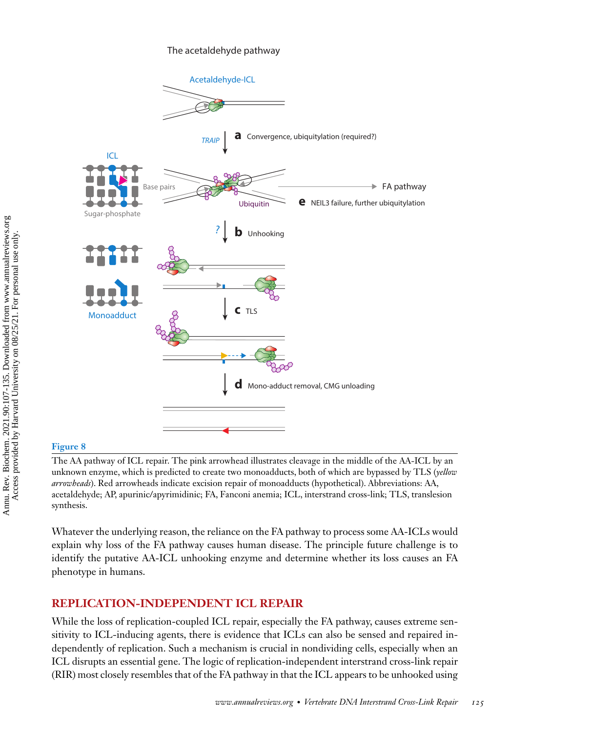**Figure 8**

The AA pathway of ICL repair. The pink arrowhead illustrates cleavage in the middle of the AA-ICL by an unknown enzyme, which is predicted to create two monoadducts, both of which are bypassed by TLS (*yellow arrowheads*). Red arrowheads indicate excision repair of monoadducts (hypothetical). Abbreviations: AA, acetaldehyde; AP, apurinic/apyrimidinic; FA, Fanconi anemia; ICL, interstrand cross-link; TLS, translesion synthesis.

Whatever the underlying reason, the reliance on the FA pathway to process some AA-ICLs would explain why loss of the FA pathway causes human disease. The principle future challenge is to identify the putative AA-ICL unhooking enzyme and determine whether its loss causes an FA phenotype in humans.

## REPLICATION-INDEPENDENT ICL REPAIR

While the loss of replication-coupled ICL repair, especially the FA pathway, causes extreme sensitivity to ICL-inducing agents, there is evidence that ICLs can also be sensed and repaired independently of replication. Such a mechanism is crucial in nondividing cells, especially when an ICL disrupts an essential gene. The logic of replication-independent interstrand cross-link repair (RIR) most closely resembles that of the FA pathway in that the ICL appears to be unhooked using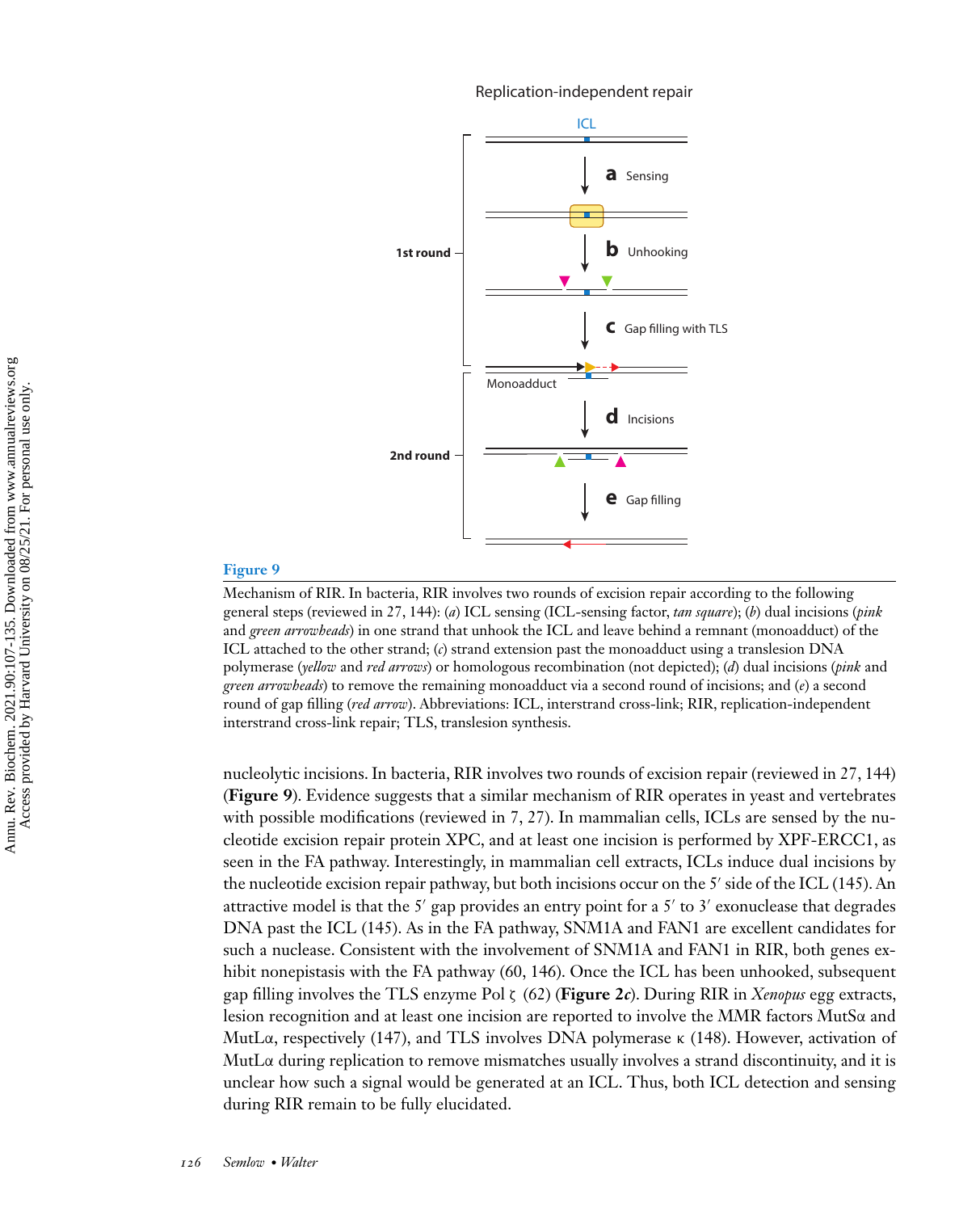**Figure 9**

Mechanism of RIR. In bacteria, RIR involves two rounds of excision repair according to the following general steps (reviewed in 27, 144): (*a*) ICL sensing (ICL-sensing factor, *tan square*); (*b*) dual incisions (*pink* and *green arrowheads*) in one strand that unhook the ICL and leave behind a remnant (monoadduct) of the ICL attached to the other strand; (*c*) strand extension past the monoadduct using a translesion DNA polymerase (*yellow* and *red arrows*) or homologous recombination (not depicted); (*d*) dual incisions (*pink* and *green arrowheads*) to remove the remaining monoadduct via a second round of incisions; and (*e*) a second round of gap filling (*red arrow*). Abbreviations: ICL, interstrand cross-link; RIR, replication-independent interstrand cross-link repair; TLS, translesion synthesis.

nucleolytic incisions. In bacteria, RIR involves two rounds of excision repair (reviewed in 27, 144) (**Figure 9**). Evidence suggests that a similar mechanism of RIR operates in yeast and vertebrates with possible modifications (reviewed in 7, 27). In mammalian cells, ICLs are sensed by the nucleotide excision repair protein XPC, and at least one incision is performed by XPF-ERCC1, as seen in the FA pathway. Interestingly, in mammalian cell extracts, ICLs induce dual incisions by the nucleotide excision repair pathway, but both incisions occur on the 5′ side of the ICL (145). An attractive model is that the 5′ gap provides an entry point for a 5′ to 3′ exonuclease that degrades DNA past the ICL (145). As in the FA pathway, SNM1A and FAN1 are excellent candidates for such a nuclease. Consistent with the involvement of SNM1A and FAN1 in RIR, both genes exhibit nonepistasis with the FA pathway (60, 146). Once the ICL has been unhooked, subsequent gap filling involves the TLS enzyme Pol ζ (62) (**Figure 2*c***). During RIR in *Xenopus* egg extracts, lesion recognition and at least one incision are reported to involve the MMR factors MutSα and MutLα, respectively (147), and TLS involves DNA polymerase κ (148). However, activation of MutLα during replication to remove mismatches usually involves a strand discontinuity, and it is unclear how such a signal would be generated at an ICL. Thus, both ICL detection and sensing during RIR remain to be fully elucidated.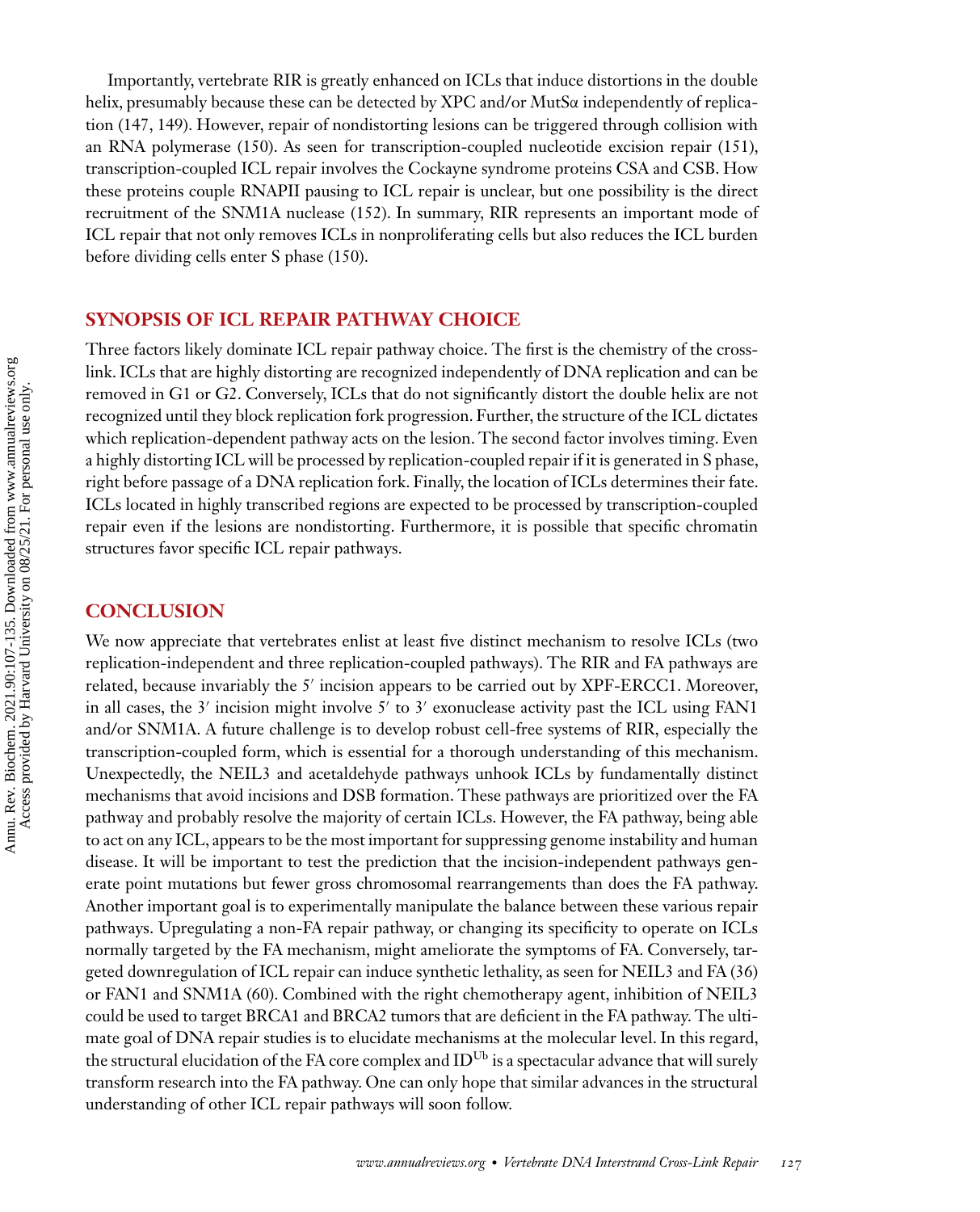Importantly, vertebrate RIR is greatly enhanced on ICLs that induce distortions in the double helix, presumably because these can be detected by XPC and/or MutSα independently of replication (147, 149). However, repair of nondistorting lesions can be triggered through collision with an RNA polymerase (150). As seen for transcription-coupled nucleotide excision repair (151), transcription-coupled ICL repair involves the Cockayne syndrome proteins CSA and CSB. How these proteins couple RNAPII pausing to ICL repair is unclear, but one possibility is the direct recruitment of the SNM1A nuclease (152). In summary, RIR represents an important mode of ICL repair that not only removes ICLs in nonproliferating cells but also reduces the ICL burden before dividing cells enter S phase (150).

## SYNOPSIS OF ICL REPAIR PATHWAY CHOICE

Three factors likely dominate ICL repair pathway choice. The first is the chemistry of the cross-link. ICLs that are highly distorting are recognized independently of DNA replication and can be removed in G1 or G2. Conversely, ICLs that do not significantly distort the double helix are not recognized until they block replication fork progression. Further, the structure of the ICL dictates which replication-dependent pathway acts on the lesion. The second factor involves timing. Even a highly distorting ICL will be processed by replication-coupled repair if it is generated in S phase, right before passage of a DNA replication fork. Finally, the location of ICLs determines their fate. ICLs located in highly transcribed regions are expected to be processed by transcription-coupled repair even if the lesions are nondistorting. Furthermore, it is possible that specific chromatin structures favor specific ICL repair pathways.

## CONCLUSION

We now appreciate that vertebrates enlist at least five distinct mechanism to resolve ICLs (two replication-independent and three replication-coupled pathways). The RIR and FA pathways are related, because invariably the 5′ incision appears to be carried out by XPF-ERCC1. Moreover, in all cases, the 3′ incision might involve 5′ to 3′ exonuclease activity past the ICL using FAN1 and/or SNM1A. A future challenge is to develop robust cell-free systems of RIR, especially the transcription-coupled form, which is essential for a thorough understanding of this mechanism. Unexpectedly, the NEIL3 and acetaldehyde pathways unhook ICLs by fundamentally distinct mechanisms that avoid incisions and DSB formation. These pathways are prioritized over the FA pathway and probably resolve the majority of certain ICLs. However, the FA pathway, being able to act on any ICL, appears to be the most important for suppressing genome instability and human disease. It will be important to test the prediction that the incision-independent pathways generate point mutations but fewer gross chromosomal rearrangements than does the FA pathway. Another important goal is to experimentally manipulate the balance between these various repair pathways. Upregulating a non-FA repair pathway, or changing its specificity to operate on ICLs normally targeted by the FA mechanism, might ameliorate the symptoms of FA. Conversely, targeted downregulation of ICL repair can induce synthetic lethality, as seen for NEIL3 and FA (36) or FAN1 and SNM1A (60). Combined with the right chemotherapy agent, inhibition of NEIL3 could be used to target BRCA1 and BRCA2 tumors that are deficient in the FA pathway. The ultimate goal of DNA repair studies is to elucidate mechanisms at the molecular level. In this regard, the structural elucidation of the FA core complex and $ID^{Ub}$ is a spectacular advance that will surely transform research into the FA pathway. One can only hope that similar advances in the structural understanding of other ICL repair pathways will soon follow.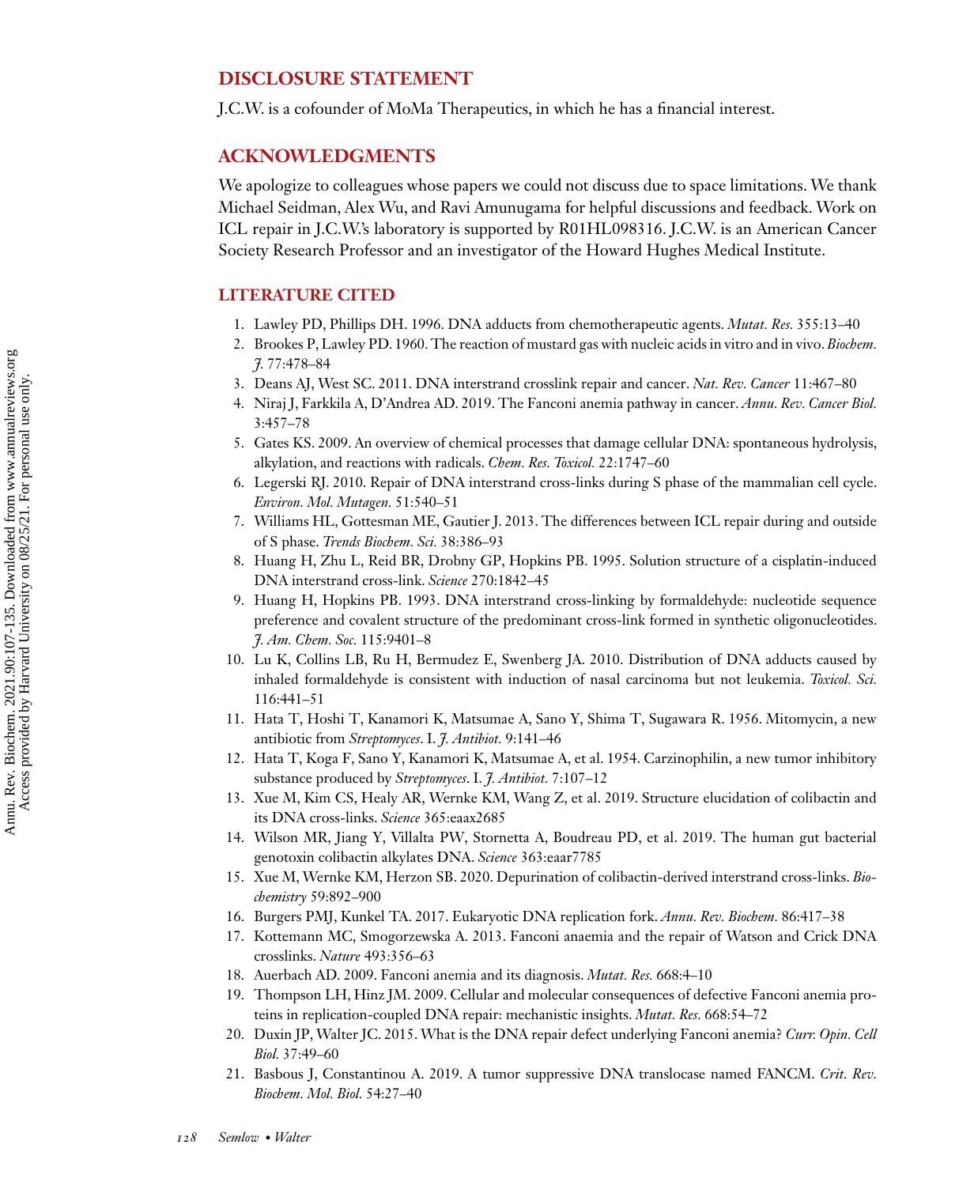## DISCLOSURE STATEMENT

J.C.W. is a cofounder of MoMa Therapeutics, in which he has a financial interest.

## ACKNOWLEDGMENTS

We apologize to colleagues whose papers we could not discuss due to space limitations. We thank Michael Seidman, Alex Wu, and Ravi Amunugama for helpful discussions and feedback. Work on ICL repair in J.C.W.'s laboratory is supported by R01HL098316. J.C.W. is an American Cancer Society Research Professor and an investigator of the Howard Hughes Medical Institute.

## LITERATURE CITED

1. Lawley PD, Phillips DH. 1996. DNA adducts from chemotherapeutic agents. *Mutat. Res.* 355:13–40
2. Brookes P, Lawley PD. 1960. The reaction of mustard gas with nucleic acids in vitro and in vivo. *Biochem. J.* 77:478–84
3. Deans AJ, West SC. 2011. DNA interstrand crosslink repair and cancer. *Nat. Rev. Cancer* 11:467–80
4. Niraj J, Farkkila A, D'Andrea AD. 2019. The Fanconi anemia pathway in cancer. *Annu. Rev. Cancer Biol.* 3:457–78
5. Gates KS. 2009. An overview of chemical processes that damage cellular DNA: spontaneous hydrolysis, alkylation, and reactions with radicals. *Chem. Res. Toxicol.* 22:1747–60
6. Legerski RJ. 2010. Repair of DNA interstrand cross-links during S phase of the mammalian cell cycle. *Environ. Mol. Mutagen.* 51:540–51
7. Williams HL, Gottesman ME, Gautier J. 2013. The differences between ICL repair during and outside of S phase. *Trends Biochem. Sci.* 38:386–93
8. Huang H, Zhu L, Reid BR, Drobny GP, Hopkins PB. 1995. Solution structure of a cisplatin-induced DNA interstrand cross-link. *Science* 270:1842–45
9. Huang H, Hopkins PB. 1993. DNA interstrand cross-linking by formaldehyde: nucleotide sequence preference and covalent structure of the predominant cross-link formed in synthetic oligonucleotides. *J. Am. Chem. Soc.* 115:9401–8
10. Lu K, Collins LB, Ru H, Bermudez E, Swenberg JA. 2010. Distribution of DNA adducts caused by inhaled formaldehyde is consistent with induction of nasal carcinoma but not leukemia. *Toxicol. Sci.* 116:441–51
11. Hata T, Hoshi T, Kanamori K, Matsumae A, Sano Y, Shima T, Sugawara R. 1956. Mitomycin, a new antibiotic from *Streptomyces*. I. *J. Antibiot.* 9:141–46
12. Hata T, Koga F, Sano Y, Kanamori K, Matsumae A, et al. 1954. Carzinophilin, a new tumor inhibitory substance produced by *Streptomyces*. I. *J. Antibiot.* 7:107–12
13. Xue M, Kim CS, Healy AR, Wernke KM, Wang Z, et al. 2019. Structure elucidation of colibactin and its DNA cross-links. *Science* 365:eaax2685
14. Wilson MR, Jiang Y, Villalta PW, Stornetta A, Boudreau PD, et al. 2019. The human gut bacterial genotoxin colibactin alkylates DNA. *Science* 363:eaar7785
15. Xue M, Wernke KM, Herzon SB. 2020. Depurination of colibactin-derived interstrand cross-links. *Biochemistry* 59:892–900
16. Burgers PMJ, Kunkel TA. 2017. Eukaryotic DNA replication fork. *Annu. Rev. Biochem.* 86:417–38
17. Kottemann MC, Smogorzewska A. 2013. Fanconi anaemia and the repair of Watson and Crick DNA crosslinks. *Nature* 493:356–63
18. Auerbach AD. 2009. Fanconi anemia and its diagnosis. *Mutat. Res.* 668:4–10
19. Thompson LH, Hinz JM. 2009. Cellular and molecular consequences of defective Fanconi anemia proteins in replication-coupled DNA repair: mechanistic insights. *Mutat. Res.* 668:54–72
20. Duxin JP, Walter JC. 2015. What is the DNA repair defect underlying Fanconi anemia? *Curr. Opin. Cell Biol.* 37:49–60
21. Basbous J, Constantinou A. 2019. A tumor suppressive DNA translocase named FANCM. *Crit. Rev. Biochem. Mol. Biol.* 54:27–40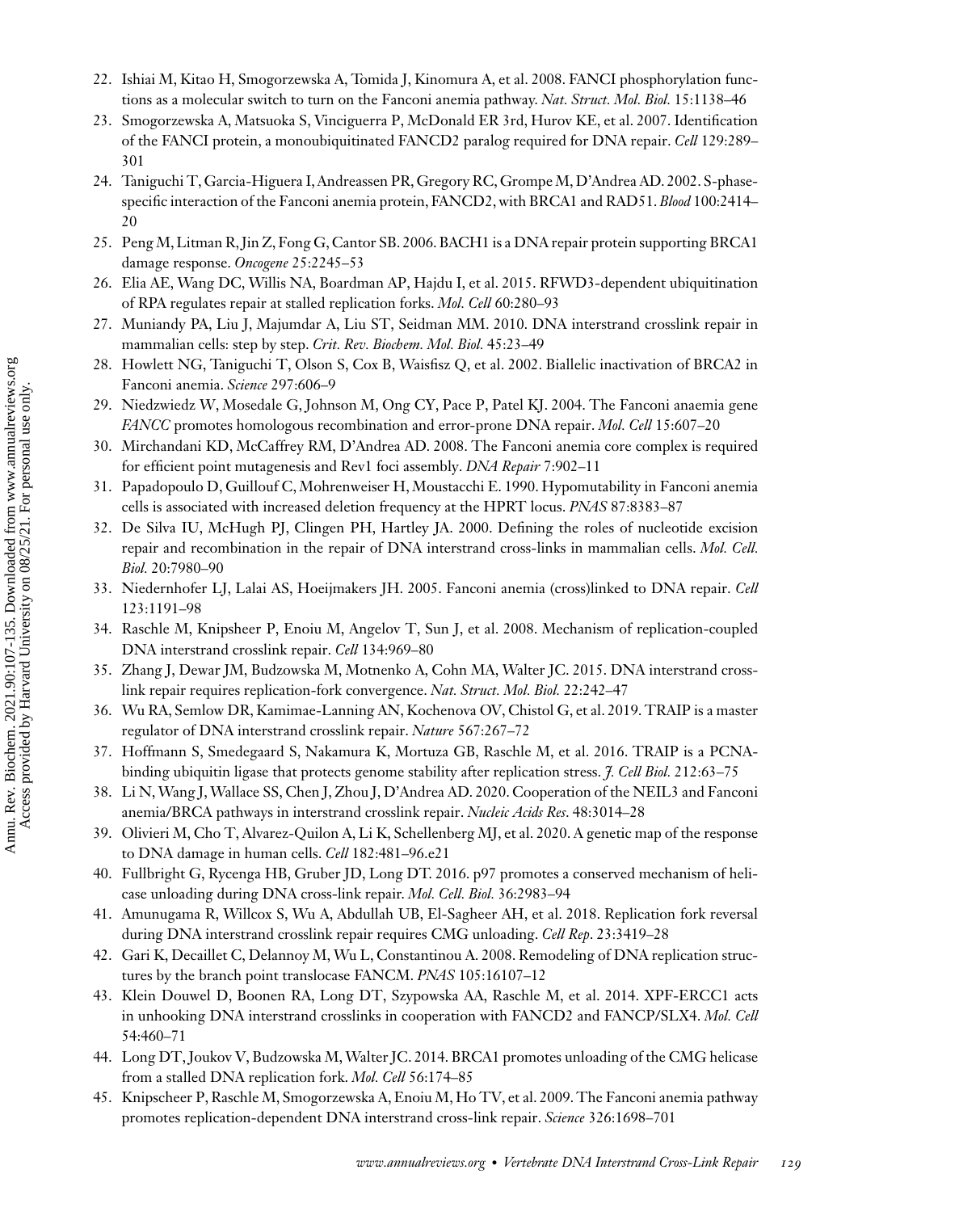22. Ishiai M, Kitao H, Smogorzewska A, Tomida J, Kinomura A, et al. 2008. FANCI phosphorylation functions as a molecular switch to turn on the Fanconi anemia pathway. *Nat. Struct. Mol. Biol.* 15:1138–46
23. Smogorzewska A, Matsuoka S, Vinciguerra P, McDonald ER 3rd, Hurov KE, et al. 2007. Identification of the FANCI protein, a monoubiquitinated FANCD2 paralog required for DNA repair. *Cell* 129:289–301
24. Taniguchi T, Garcia-Higuera I, Andreassen PR, Gregory RC, Grompe M, D'Andrea AD. 2002. S-phase-specific interaction of the Fanconi anemia protein, FANCD2, with BRCA1 and RAD51. *Blood* 100:2414–20
25. Peng M, Litman R, Jin Z, Fong G, Cantor SB. 2006. BACH1 is a DNA repair protein supporting BRCA1 damage response. *Oncogene* 25:2245–53
26. Elia AE, Wang DC, Willis NA, Boardman AP, Hajdu I, et al. 2015. RFWD3-dependent ubiquitination of RPA regulates repair at stalled replication forks. *Mol. Cell* 60:280–93
27. Muniandy PA, Liu J, Majumdar A, Liu ST, Seidman MM. 2010. DNA interstrand crosslink repair in mammalian cells: step by step. *Crit. Rev. Biochem. Mol. Biol.* 45:23–49
28. Howlett NG, Taniguchi T, Olson S, Cox B, Waisfisz Q, et al. 2002. Biallelic inactivation of BRCA2 in Fanconi anemia. *Science* 297:606–9
29. Niedzwiedz W, Mosedale G, Johnson M, Ong CY, Pace P, Patel KJ. 2004. The Fanconi anaemia gene *FANCC* promotes homologous recombination and error-prone DNA repair. *Mol. Cell* 15:607–20
30. Mirchandani KD, McCaffrey RM, D'Andrea AD. 2008. The Fanconi anemia core complex is required for efficient point mutagenesis and Rev1 foci assembly. *DNA Repair* 7:902–11
31. Papadopoulo D, Guillouf C, Mohrenweiser H, Moustacchi E. 1990. Hypomutability in Fanconi anemia cells is associated with increased deletion frequency at the HPRT locus. *PNAS* 87:8383–87
32. De Silva IU, McHugh PJ, Clingen PH, Hartley JA. 2000. Defining the roles of nucleotide excision repair and recombination in the repair of DNA interstrand cross-links in mammalian cells. *Mol. Cell. Biol.* 20:7980–90
33. Niedernhofer LJ, Lalai AS, Hoeijmakers JH. 2005. Fanconi anemia (cross)linked to DNA repair. *Cell* 123:1191–98
34. Raschle M, Knipsheer P, Enoiu M, Angelov T, Sun J, et al. 2008. Mechanism of replication-coupled DNA interstrand crosslink repair. *Cell* 134:969–80
35. Zhang J, Dewar JM, Budzowska M, Motnenko A, Cohn MA, Walter JC. 2015. DNA interstrand cross-link repair requires replication-fork convergence. *Nat. Struct. Mol. Biol.* 22:242–47
36. Wu RA, Semlow DR, Kamimae-Lanning AN, Kochenova OV, Chistol G, et al. 2019. TRAIP is a master regulator of DNA interstrand crosslink repair. *Nature* 567:267–72
37. Hoffmann S, Smedegaard S, Nakamura K, Mortuza GB, Raschle M, et al. 2016. TRAIP is a PCNA-binding ubiquitin ligase that protects genome stability after replication stress. *J. Cell Biol.* 212:63–75
38. Li N, Wang J, Wallace SS, Chen J, Zhou J, D'Andrea AD. 2020. Cooperation of the NEIL3 and Fanconi anemia/BRCA pathways in interstrand crosslink repair. *Nucleic Acids Res.* 48:3014–28
39. Olivieri M, Cho T, Alvarez-Quilon A, Li K, Schellenberg MJ, et al. 2020. A genetic map of the response to DNA damage in human cells. *Cell* 182:481–96.e21
40. Fullbright G, Rycenga HB, Gruber JD, Long DT. 2016. p97 promotes a conserved mechanism of helicase unloading during DNA cross-link repair. *Mol. Cell. Biol.* 36:2983–94
41. Amunugama R, Willcox S, Wu A, Abdullah UB, El-Sagheer AH, et al. 2018. Replication fork reversal during DNA interstrand crosslink repair requires CMG unloading. *Cell Rep.* 23:3419–28
42. Gari K, Decaillet C, Delannoy M, Wu L, Constantinou A. 2008. Remodeling of DNA replication structures by the branch point translocase FANCM. *PNAS* 105:16107–12
43. Klein Douwel D, Boonen RA, Long DT, Szypowska AA, Raschle M, et al. 2014. XPF-ERCC1 acts in unhooking DNA interstrand crosslinks in cooperation with FANCD2 and FANCP/SLX4. *Mol. Cell* 54:460–71
44. Long DT, Joukov V, Budzowska M, Walter JC. 2014. BRCA1 promotes unloading of the CMG helicase from a stalled DNA replication fork. *Mol. Cell* 56:174–85
45. Knipscheer P, Raschle M, Smogorzewska A, Enoiu M, Ho TV, et al. 2009. The Fanconi anemia pathway promotes replication-dependent DNA interstrand cross-link repair. *Science* 326:1698–701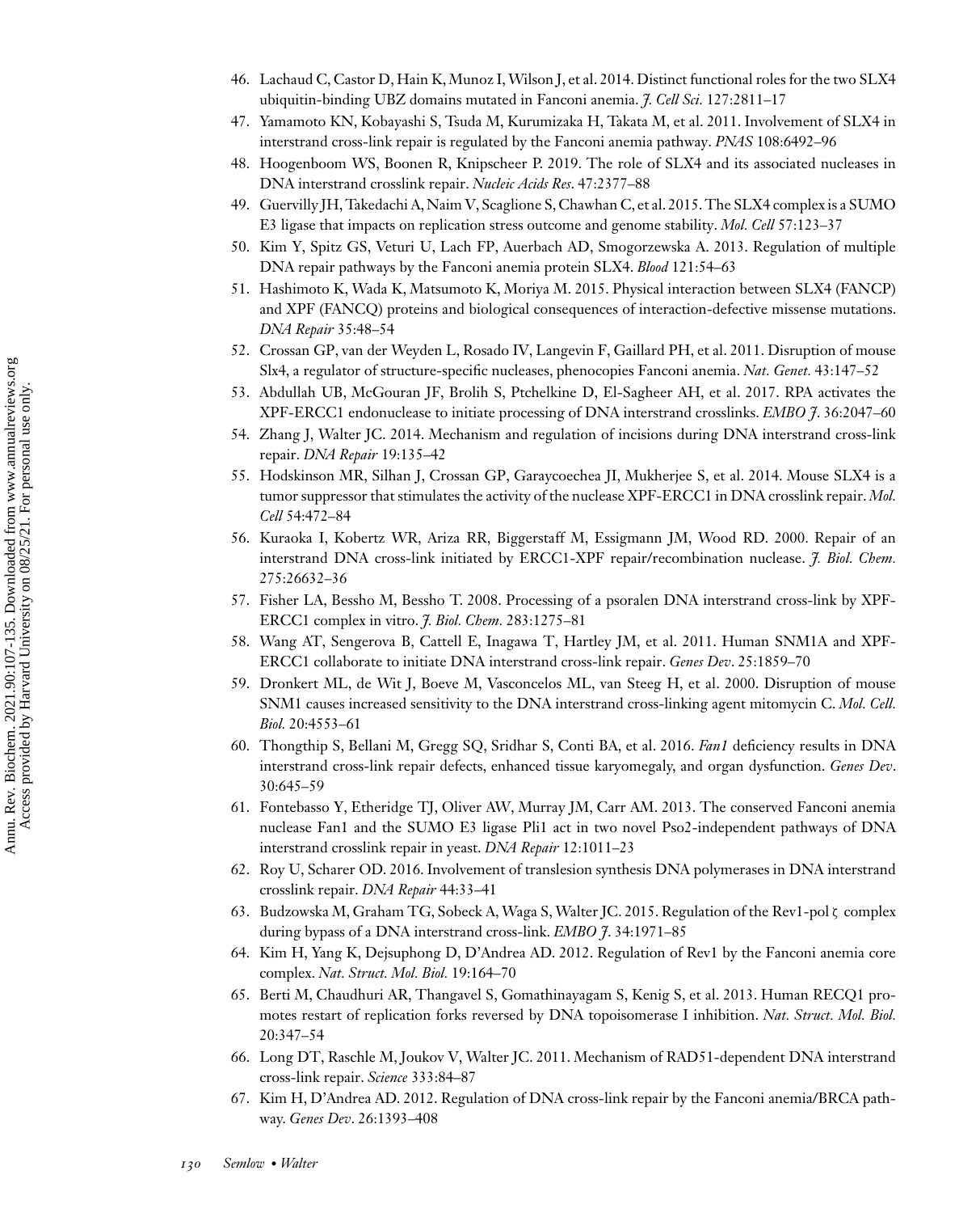46. Lachaud C, Castor D, Hain K, Munoz I, Wilson J, et al. 2014. Distinct functional roles for the two SLX4 ubiquitin-binding UBZ domains mutated in Fanconi anemia. *J. Cell Sci.* 127:2811–17
47. Yamamoto KN, Kobayashi S, Tsuda M, Kurumizaka H, Takata M, et al. 2011. Involvement of SLX4 in interstrand cross-link repair is regulated by the Fanconi anemia pathway. *PNAS* 108:6492–96
48. Hoogenboom WS, Boonen R, Knipscheer P. 2019. The role of SLX4 and its associated nucleases in DNA interstrand crosslink repair. *Nucleic Acids Res*. 47:2377–88
49. Guervilly JH, Takedachi A, Naim V, Scaglione S, Chawhan C, et al. 2015. The SLX4 complex is a SUMO E3 ligase that impacts on replication stress outcome and genome stability. *Mol. Cell* 57:123–37
50. Kim Y, Spitz GS, Veturi U, Lach FP, Auerbach AD, Smogorzewska A. 2013. Regulation of multiple DNA repair pathways by the Fanconi anemia protein SLX4. *Blood* 121:54–63
51. Hashimoto K, Wada K, Matsumoto K, Moriya M. 2015. Physical interaction between SLX4 (FANCP) and XPF (FANCQ) proteins and biological consequences of interaction-defective missense mutations. *DNA Repair* 35:48–54
52. Crossan GP, van der Weyden L, Rosado IV, Langevin F, Gaillard PH, et al. 2011. Disruption of mouse Slx4, a regulator of structure-specific nucleases, phenocopies Fanconi anemia. *Nat. Genet.* 43:147–52
53. Abdullah UB, McGouran JF, Brolih S, Ptchelkine D, El-Sagheer AH, et al. 2017. RPA activates the XPF-ERCC1 endonuclease to initiate processing of DNA interstrand crosslinks. *EMBO J.* 36:2047–60
54. Zhang J, Walter JC. 2014. Mechanism and regulation of incisions during DNA interstrand cross-link repair. *DNA Repair* 19:135–42
55. Hodskinson MR, Silhan J, Crossan GP, Garaycoechea JI, Mukherjee S, et al. 2014. Mouse SLX4 is a tumor suppressor that stimulates the activity of the nuclease XPF-ERCC1 in DNA crosslink repair. *Mol. Cell* 54:472–84
56. Kuraoka I, Kobertz WR, Ariza RR, Biggerstaff M, Essigmann JM, Wood RD. 2000. Repair of an interstrand DNA cross-link initiated by ERCC1-XPF repair/recombination nuclease. *J. Biol. Chem.* 275:26632–36
57. Fisher LA, Bessho M, Bessho T. 2008. Processing of a psoralen DNA interstrand cross-link by XPF-ERCC1 complex in vitro. *J. Biol. Chem.* 283:1275–81
58. Wang AT, Sengerova B, Cattell E, Inagawa T, Hartley JM, et al. 2011. Human SNM1A and XPF-ERCC1 collaborate to initiate DNA interstrand cross-link repair. *Genes Dev*. 25:1859–70
59. Dronkert ML, de Wit J, Boeve M, Vasconcelos ML, van Steeg H, et al. 2000. Disruption of mouse SNM1 causes increased sensitivity to the DNA interstrand cross-linking agent mitomycin C. *Mol. Cell. Biol.* 20:4553–61
60. Thongthip S, Bellani M, Gregg SQ, Sridhar S, Conti BA, et al. 2016. *Fan1* deficiency results in DNA interstrand cross-link repair defects, enhanced tissue karyomegaly, and organ dysfunction. *Genes Dev*. 30:645–59
61. Fontebasso Y, Etheridge TJ, Oliver AW, Murray JM, Carr AM. 2013. The conserved Fanconi anemia nuclease Fan1 and the SUMO E3 ligase Pli1 act in two novel Pso2-independent pathways of DNA interstrand crosslink repair in yeast. *DNA Repair* 12:1011–23
62. Roy U, Scharer OD. 2016. Involvement of translesion synthesis DNA polymerases in DNA interstrand crosslink repair. *DNA Repair* 44:33–41
63. Budzowska M, Graham TG, Sobeck A, Waga S, Walter JC. 2015. Regulation of the Rev1-pol ζ complex during bypass of a DNA interstrand cross-link. *EMBO J.* 34:1971–85
64. Kim H, Yang K, Dejsuphong D, D'Andrea AD. 2012. Regulation of Rev1 by the Fanconi anemia core complex. *Nat. Struct. Mol. Biol.* 19:164–70
65. Berti M, Chaudhuri AR, Thangavel S, Gomathinayagam S, Kenig S, et al. 2013. Human RECQ1 promotes restart of replication forks reversed by DNA topoisomerase I inhibition. *Nat. Struct. Mol. Biol.* 20:347–54
66. Long DT, Raschle M, Joukov V, Walter JC. 2011. Mechanism of RAD51-dependent DNA interstrand cross-link repair. *Science* 333:84–87
67. Kim H, D'Andrea AD. 2012. Regulation of DNA cross-link repair by the Fanconi anemia/BRCA pathway. *Genes Dev*. 26:1393–408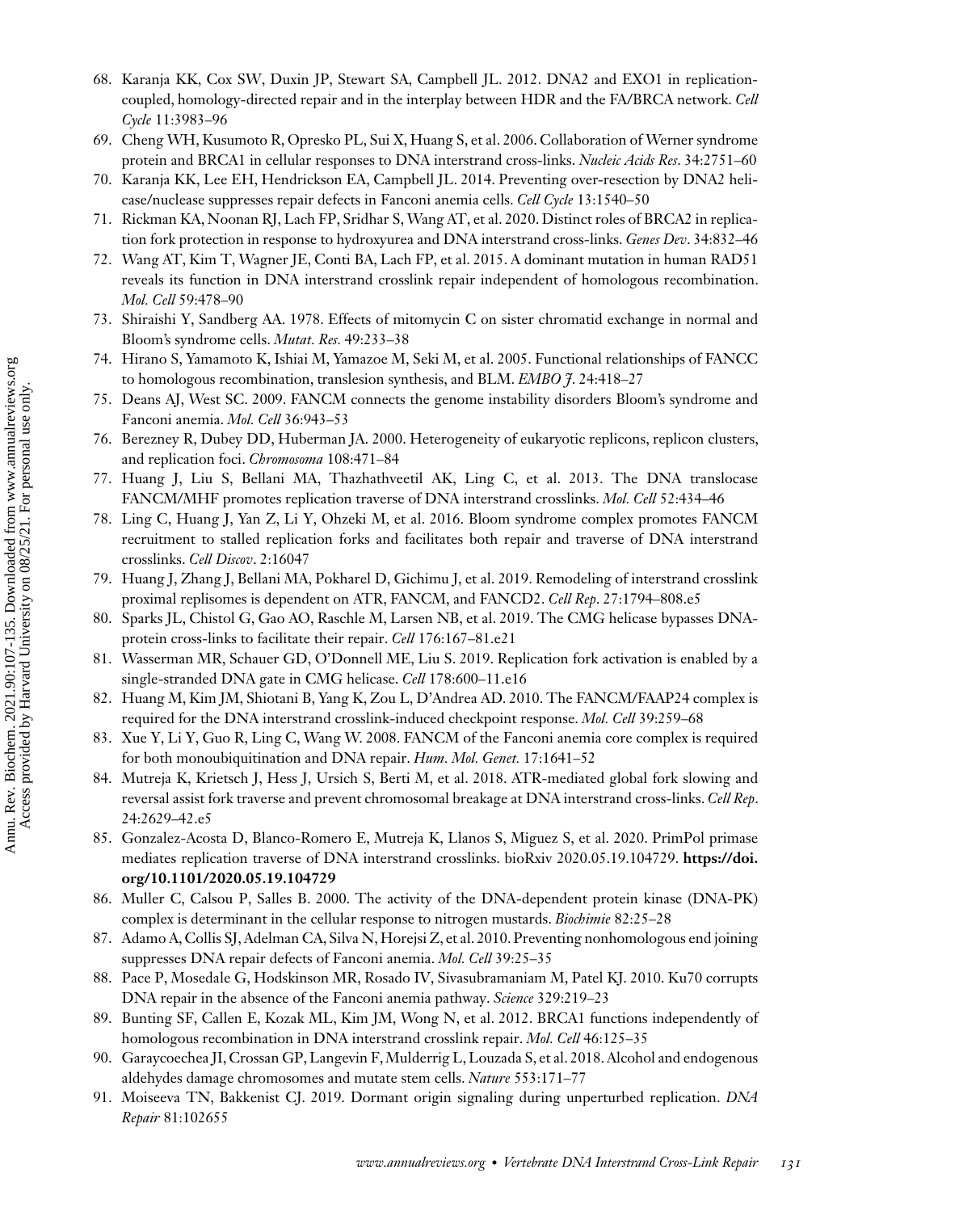68. Karanja KK, Cox SW, Duxin JP, Stewart SA, Campbell JL. 2012. DNA2 and EXO1 in replication-coupled, homology-directed repair and in the interplay between HDR and the FA/BRCA network. *Cell Cycle* 11:3983–96
69. Cheng WH, Kusumoto R, Opresko PL, Sui X, Huang S, et al. 2006. Collaboration of Werner syndrome protein and BRCA1 in cellular responses to DNA interstrand cross-links. *Nucleic Acids Res*. 34:2751–60
70. Karanja KK, Lee EH, Hendrickson EA, Campbell JL. 2014. Preventing over-resection by DNA2 helicase/nuclease suppresses repair defects in Fanconi anemia cells. *Cell Cycle* 13:1540–50
71. Rickman KA, Noonan RJ, Lach FP, Sridhar S, Wang AT, et al. 2020. Distinct roles of BRCA2 in replication fork protection in response to hydroxyurea and DNA interstrand cross-links. *Genes Dev*. 34:832–46
72. Wang AT, Kim T, Wagner JE, Conti BA, Lach FP, et al. 2015. A dominant mutation in human RAD51 reveals its function in DNA interstrand crosslink repair independent of homologous recombination. *Mol. Cell* 59:478–90
73. Shiraishi Y, Sandberg AA. 1978. Effects of mitomycin C on sister chromatid exchange in normal and Bloom's syndrome cells. *Mutat. Res.* 49:233–38
74. Hirano S, Yamamoto K, Ishiai M, Yamazoe M, Seki M, et al. 2005. Functional relationships of FANCC to homologous recombination, translesion synthesis, and BLM. *EMBO J*. 24:418–27
75. Deans AJ, West SC. 2009. FANCM connects the genome instability disorders Bloom's syndrome and Fanconi anemia. *Mol. Cell* 36:943–53
76. Berezney R, Dubey DD, Huberman JA. 2000. Heterogeneity of eukaryotic replicons, replicon clusters, and replication foci. *Chromosoma* 108:471–84
77. Huang J, Liu S, Bellani MA, Thazhathveetil AK, Ling C, et al. 2013. The DNA translocase FANCM/MHF promotes replication traverse of DNA interstrand crosslinks. *Mol. Cell* 52:434–46
78. Ling C, Huang J, Yan Z, Li Y, Ohzeki M, et al. 2016. Bloom syndrome complex promotes FANCM recruitment to stalled replication forks and facilitates both repair and traverse of DNA interstrand crosslinks. *Cell Discov*. 2:16047
79. Huang J, Zhang J, Bellani MA, Pokharel D, Gichimu J, et al. 2019. Remodeling of interstrand crosslink proximal replisomes is dependent on ATR, FANCM, and FANCD2. *Cell Rep*. 27:1794–808.e5
80. Sparks JL, Chistol G, Gao AO, Raschle M, Larsen NB, et al. 2019. The CMG helicase bypasses DNA-protein cross-links to facilitate their repair. *Cell* 176:167–81.e21
81. Wasserman MR, Schauer GD, O'Donnell ME, Liu S. 2019. Replication fork activation is enabled by a single-stranded DNA gate in CMG helicase. *Cell* 178:600–11.e16
82. Huang M, Kim JM, Shiotani B, Yang K, Zou L, D'Andrea AD. 2010. The FANCM/FAAP24 complex is required for the DNA interstrand crosslink-induced checkpoint response. *Mol. Cell* 39:259–68
83. Xue Y, Li Y, Guo R, Ling C, Wang W. 2008. FANCM of the Fanconi anemia core complex is required for both monoubiquitination and DNA repair. *Hum. Mol. Genet.* 17:1641–52
84. Mutreja K, Krietsch J, Hess J, Ursich S, Berti M, et al. 2018. ATR-mediated global fork slowing and reversal assist fork traverse and prevent chromosomal breakage at DNA interstrand cross-links. *Cell Rep*. 24:2629–42.e5
85. Gonzalez-Acosta D, Blanco-Romero E, Mutreja K, Llanos S, Miguez S, et al. 2020. PrimPol primase mediates replication traverse of DNA interstrand crosslinks. bioRxiv 2020.05.19.104729. **https://doi.org/10.1101/2020.05.19.104729**
86. Muller C, Calsou P, Salles B. 2000. The activity of the DNA-dependent protein kinase (DNA-PK) complex is determinant in the cellular response to nitrogen mustards. *Biochimie* 82:25–28
87. Adamo A, Collis SJ, Adelman CA, Silva N, Horejsi Z, et al. 2010. Preventing nonhomologous end joining suppresses DNA repair defects of Fanconi anemia. *Mol. Cell* 39:25–35
88. Pace P, Mosedale G, Hodskinson MR, Rosado IV, Sivasubramaniam M, Patel KJ. 2010. Ku70 corrupts DNA repair in the absence of the Fanconi anemia pathway. *Science* 329:219–23
89. Bunting SF, Callen E, Kozak ML, Kim JM, Wong N, et al. 2012. BRCA1 functions independently of homologous recombination in DNA interstrand crosslink repair. *Mol. Cell* 46:125–35
90. Garaycoechea JI, Crossan GP, Langevin F, Mulderrig L, Louzada S, et al. 2018. Alcohol and endogenous aldehydes damage chromosomes and mutate stem cells. *Nature* 553:171–77
91. Moiseeva TN, Bakkenist CJ. 2019. Dormant origin signaling during unperturbed replication. *DNA Repair* 81:102655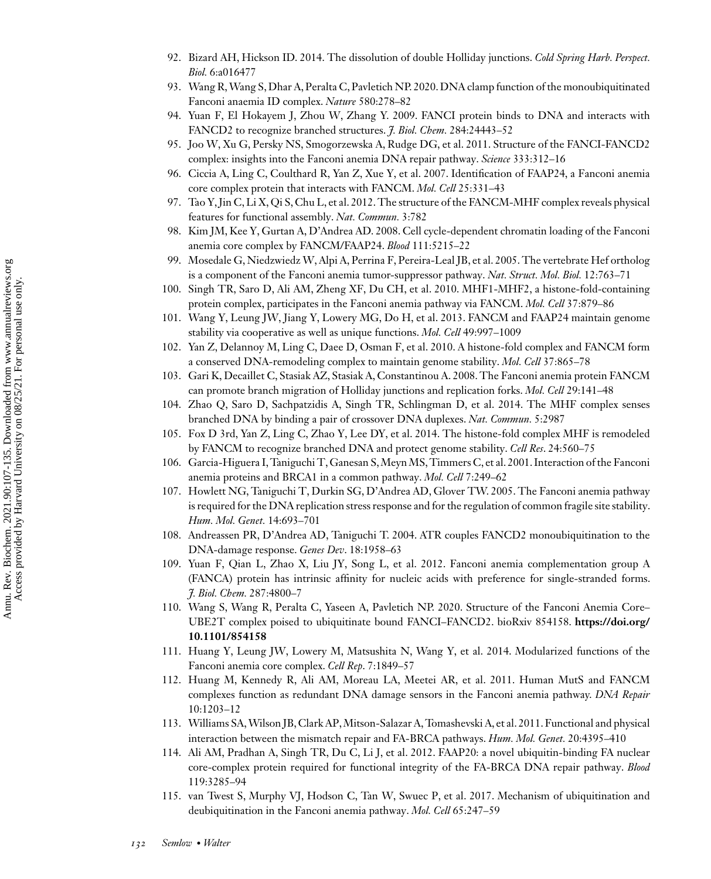92. Bizard AH, Hickson ID. 2014. The dissolution of double Holliday junctions. *Cold Spring Harb. Perspect. Biol.* 6:a016477
93. Wang R, Wang S, Dhar A, Peralta C, Pavletich NP. 2020. DNA clamp function of the monoubiquitinated Fanconi anaemia ID complex. *Nature* 580:278–82
94. Yuan F, El Hokayem J, Zhou W, Zhang Y. 2009. FANCI protein binds to DNA and interacts with FANCD2 to recognize branched structures. *J. Biol. Chem.* 284:24443–52
95. Joo W, Xu G, Persky NS, Smogorzewska A, Rudge DG, et al. 2011. Structure of the FANCI-FANCD2 complex: insights into the Fanconi anemia DNA repair pathway. *Science* 333:312–16
96. Ciccia A, Ling C, Coulthard R, Yan Z, Xue Y, et al. 2007. Identification of FAAP24, a Fanconi anemia core complex protein that interacts with FANCM. *Mol. Cell* 25:331–43
97. Tao Y, Jin C, Li X, Qi S, Chu L, et al. 2012. The structure of the FANCM-MHF complex reveals physical features for functional assembly. *Nat. Commun.* 3:782
98. Kim JM, Kee Y, Gurtan A, D'Andrea AD. 2008. Cell cycle-dependent chromatin loading of the Fanconi anemia core complex by FANCM/FAAP24. *Blood* 111:5215–22
99. Mosedale G, Niedzwiedz W, Alpi A, Perrina F, Pereira-Leal JB, et al. 2005. The vertebrate Hef ortholog is a component of the Fanconi anemia tumor-suppressor pathway. *Nat. Struct. Mol. Biol.* 12:763–71
100. Singh TR, Saro D, Ali AM, Zheng XF, Du CH, et al. 2010. MHF1-MHF2, a histone-fold-containing protein complex, participates in the Fanconi anemia pathway via FANCM. *Mol. Cell* 37:879–86
101. Wang Y, Leung JW, Jiang Y, Lowery MG, Do H, et al. 2013. FANCM and FAAP24 maintain genome stability via cooperative as well as unique functions. *Mol. Cell* 49:997–1009
102. Yan Z, Delannoy M, Ling C, Daee D, Osman F, et al. 2010. A histone-fold complex and FANCM form a conserved DNA-remodeling complex to maintain genome stability. *Mol. Cell* 37:865–78
103. Gari K, Decaillet C, Stasiak AZ, Stasiak A, Constantinou A. 2008. The Fanconi anemia protein FANCM can promote branch migration of Holliday junctions and replication forks. *Mol. Cell* 29:141–48
104. Zhao Q, Saro D, Sachpatzidis A, Singh TR, Schlingman D, et al. 2014. The MHF complex senses branched DNA by binding a pair of crossover DNA duplexes. *Nat. Commun.* 5:2987
105. Fox D 3rd, Yan Z, Ling C, Zhao Y, Lee DY, et al. 2014. The histone-fold complex MHF is remodeled by FANCM to recognize branched DNA and protect genome stability. *Cell Res.* 24:560–75
106. Garcia-Higuera I, Taniguchi T, Ganesan S, Meyn MS, Timmers C, et al. 2001. Interaction of the Fanconi anemia proteins and BRCA1 in a common pathway. *Mol. Cell* 7:249–62
107. Howlett NG, Taniguchi T, Durkin SG, D'Andrea AD, Glover TW. 2005. The Fanconi anemia pathway is required for the DNA replication stress response and for the regulation of common fragile site stability. *Hum. Mol. Genet.* 14:693–701
108. Andreassen PR, D'Andrea AD, Taniguchi T. 2004. ATR couples FANCD2 monoubiquitination to the DNA-damage response. *Genes Dev.* 18:1958–63
109. Yuan F, Qian L, Zhao X, Liu JY, Song L, et al. 2012. Fanconi anemia complementation group A (FANCA) protein has intrinsic affinity for nucleic acids with preference for single-stranded forms. *J. Biol. Chem.* 287:4800–7
110. Wang S, Wang R, Peralta C, Yaseen A, Pavletich NP. 2020. Structure of the Fanconi Anemia Core–UBE2T complex poised to ubiquitinate bound FANCI–FANCD2. bioRxiv 854158. **https://doi.org/10.1101/854158**
111. Huang Y, Leung JW, Lowery M, Matsushita N, Wang Y, et al. 2014. Modularized functions of the Fanconi anemia core complex. *Cell Rep.* 7:1849–57
112. Huang M, Kennedy R, Ali AM, Moreau LA, Meetei AR, et al. 2011. Human MutS and FANCM complexes function as redundant DNA damage sensors in the Fanconi anemia pathway. *DNA Repair* 10:1203–12
113. Williams SA, Wilson JB, Clark AP, Mitson-Salazar A, Tomashevski A, et al. 2011. Functional and physical interaction between the mismatch repair and FA-BRCA pathways. *Hum. Mol. Genet.* 20:4395–410
114. Ali AM, Pradhan A, Singh TR, Du C, Li J, et al. 2012. FAAP20: a novel ubiquitin-binding FA nuclear core-complex protein required for functional integrity of the FA-BRCA DNA repair pathway. *Blood* 119:3285–94
115. van Twest S, Murphy VJ, Hodson C, Tan W, Swuec P, et al. 2017. Mechanism of ubiquitination and deubiquitination in the Fanconi anemia pathway. *Mol. Cell* 65:247–59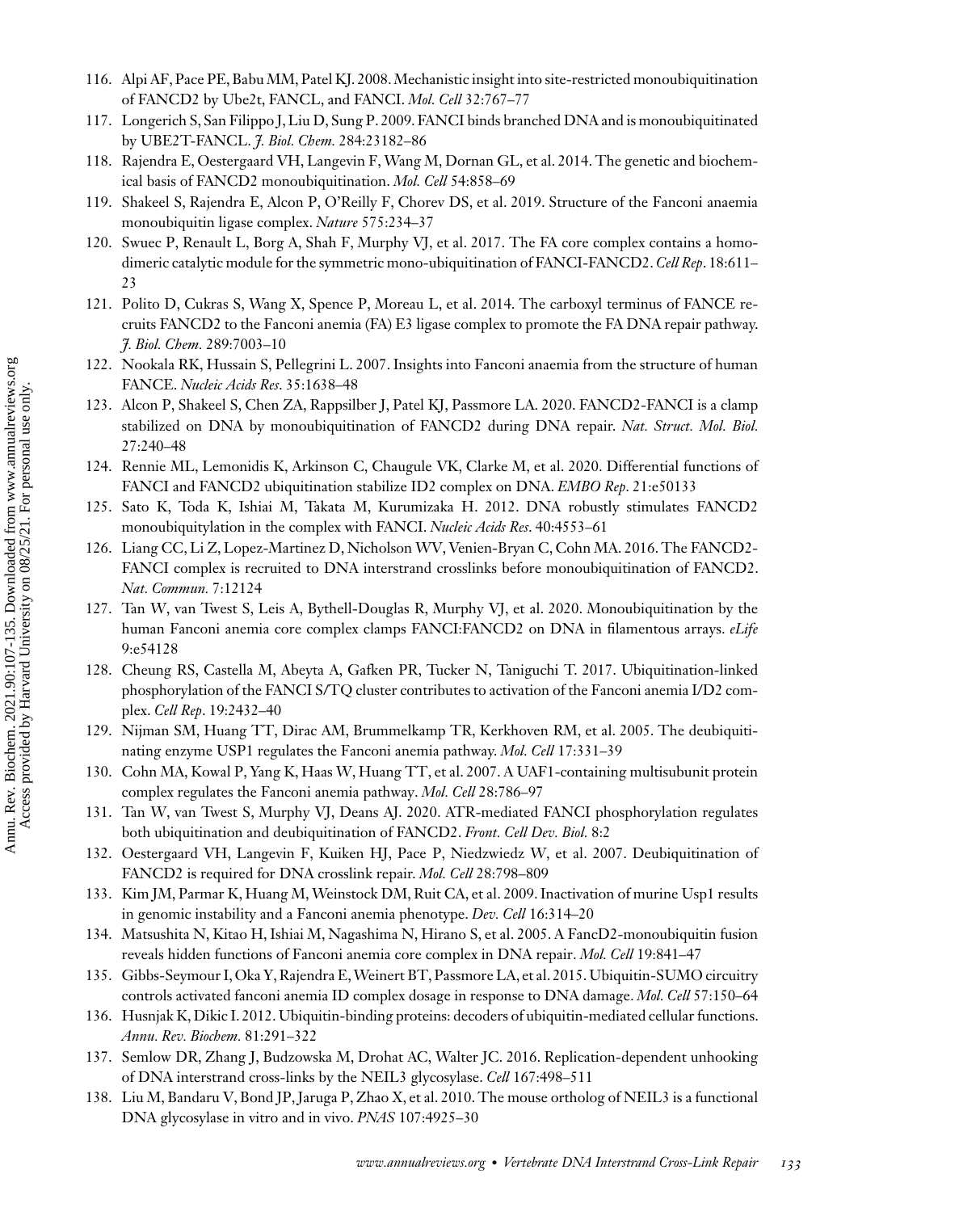116. Alpi AF, Pace PE, Babu MM, Patel KJ. 2008. Mechanistic insight into site-restricted monoubiquitination of FANCD2 by Ube2t, FANCL, and FANCI. *Mol. Cell* 32:767–77
117. Longerich S, San Filippo J, Liu D, Sung P. 2009. FANCI binds branched DNA and is monoubiquitinated by UBE2T-FANCL. *J. Biol. Chem.* 284:23182–86
118. Rajendra E, Oestergaard VH, Langevin F, Wang M, Dornan GL, et al. 2014. The genetic and biochemical basis of FANCD2 monoubiquitination. *Mol. Cell* 54:858–69
119. Shakeel S, Rajendra E, Alcon P, O'Reilly F, Chorev DS, et al. 2019. Structure of the Fanconi anaemia monoubiquitin ligase complex. *Nature* 575:234–37
120. Swuec P, Renault L, Borg A, Shah F, Murphy VJ, et al. 2017. The FA core complex contains a homodimeric catalytic module for the symmetric mono-ubiquitination of FANCI-FANCD2. *Cell Rep*. 18:611–23
121. Polito D, Cukras S, Wang X, Spence P, Moreau L, et al. 2014. The carboxyl terminus of FANCE recruits FANCD2 to the Fanconi anemia (FA) E3 ligase complex to promote the FA DNA repair pathway. *J. Biol. Chem.* 289:7003–10
122. Nookala RK, Hussain S, Pellegrini L. 2007. Insights into Fanconi anaemia from the structure of human FANCE. *Nucleic Acids Res*. 35:1638–48
123. Alcon P, Shakeel S, Chen ZA, Rappsilber J, Patel KJ, Passmore LA. 2020. FANCD2-FANCI is a clamp stabilized on DNA by monoubiquitination of FANCD2 during DNA repair. *Nat. Struct. Mol. Biol.* 27:240–48
124. Rennie ML, Lemonidis K, Arkinson C, Chaugule VK, Clarke M, et al. 2020. Differential functions of FANCI and FANCD2 ubiquitination stabilize ID2 complex on DNA. *EMBO Rep*. 21:e50133
125. Sato K, Toda K, Ishiai M, Takata M, Kurumizaka H. 2012. DNA robustly stimulates FANCD2 monoubiquitylation in the complex with FANCI. *Nucleic Acids Res*. 40:4553–61
126. Liang CC, Li Z, Lopez-Martinez D, Nicholson WV, Venien-Bryan C, Cohn MA. 2016. The FANCD2-FANCI complex is recruited to DNA interstrand crosslinks before monoubiquitination of FANCD2. *Nat. Commun.* 7:12124
127. Tan W, van Twest S, Leis A, Bythell-Douglas R, Murphy VJ, et al. 2020. Monoubiquitination by the human Fanconi anemia core complex clamps FANCI:FANCD2 on DNA in filamentous arrays. *eLife* 9:e54128
128. Cheung RS, Castella M, Abeyta A, Gafken PR, Tucker N, Taniguchi T. 2017. Ubiquitination-linked phosphorylation of the FANCI S/TQ cluster contributes to activation of the Fanconi anemia I/D2 complex. *Cell Rep*. 19:2432–40
129. Nijman SM, Huang TT, Dirac AM, Brummelkamp TR, Kerkhoven RM, et al. 2005. The deubiquitinating enzyme USP1 regulates the Fanconi anemia pathway. *Mol. Cell* 17:331–39
130. Cohn MA, Kowal P, Yang K, Haas W, Huang TT, et al. 2007. A UAF1-containing multisubunit protein complex regulates the Fanconi anemia pathway. *Mol. Cell* 28:786–97
131. Tan W, van Twest S, Murphy VJ, Deans AJ. 2020. ATR-mediated FANCI phosphorylation regulates both ubiquitination and deubiquitination of FANCD2. *Front. Cell Dev. Biol.* 8:2
132. Oestergaard VH, Langevin F, Kuiken HJ, Pace P, Niedzwiedz W, et al. 2007. Deubiquitination of FANCD2 is required for DNA crosslink repair. *Mol. Cell* 28:798–809
133. Kim JM, Parmar K, Huang M, Weinstock DM, Ruit CA, et al. 2009. Inactivation of murine Usp1 results in genomic instability and a Fanconi anemia phenotype. *Dev. Cell* 16:314–20
134. Matsushita N, Kitao H, Ishiai M, Nagashima N, Hirano S, et al. 2005. A FancD2-monoubiquitin fusion reveals hidden functions of Fanconi anemia core complex in DNA repair. *Mol. Cell* 19:841–47
135. Gibbs-Seymour I, Oka Y, Rajendra E, Weinert BT, Passmore LA, et al. 2015. Ubiquitin-SUMO circuitry controls activated fanconi anemia ID complex dosage in response to DNA damage. *Mol. Cell* 57:150–64
136. Husnjak K, Dikic I. 2012. Ubiquitin-binding proteins: decoders of ubiquitin-mediated cellular functions. *Annu. Rev. Biochem.* 81:291–322
137. Semlow DR, Zhang J, Budzowska M, Drohat AC, Walter JC. 2016. Replication-dependent unhooking of DNA interstrand cross-links by the NEIL3 glycosylase. *Cell* 167:498–511
138. Liu M, Bandaru V, Bond JP, Jaruga P, Zhao X, et al. 2010. The mouse ortholog of NEIL3 is a functional DNA glycosylase in vitro and in vivo. *PNAS* 107:4925–30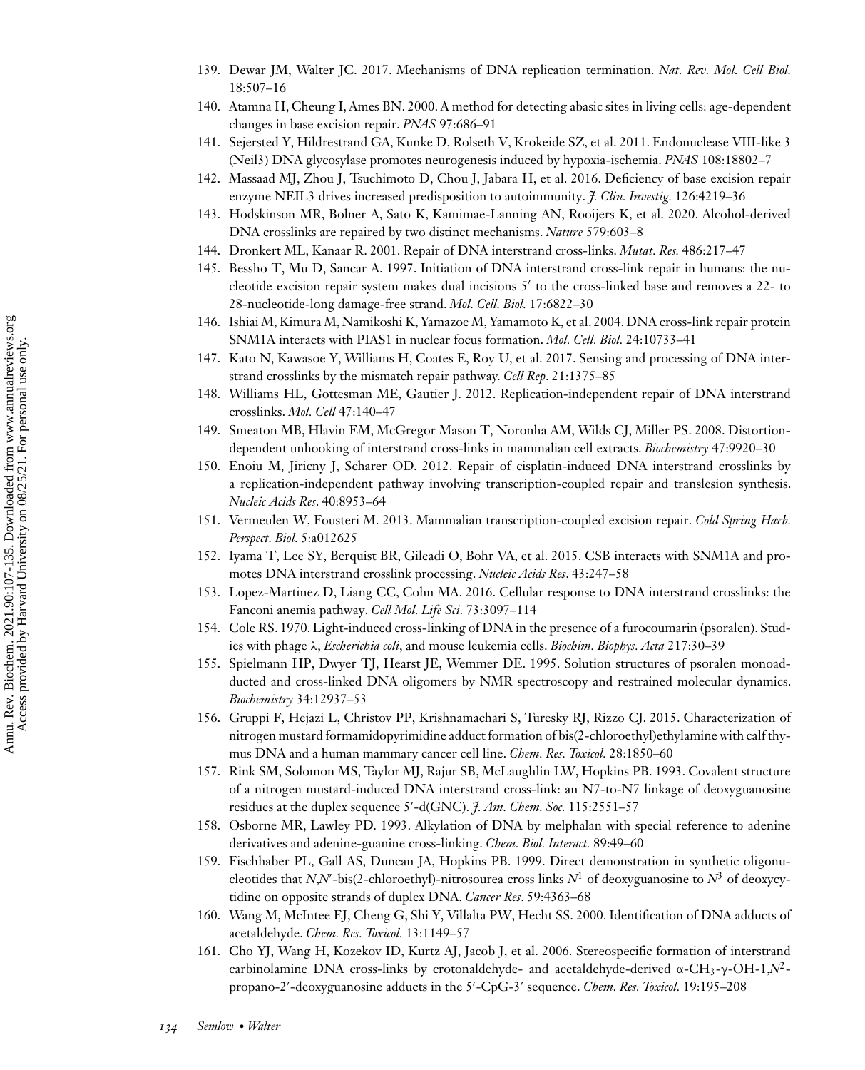139. Dewar JM, Walter JC. 2017. Mechanisms of DNA replication termination. *Nat. Rev. Mol. Cell Biol.* 18:507–16
140. Atamna H, Cheung I, Ames BN. 2000. A method for detecting abasic sites in living cells: age-dependent changes in base excision repair. *PNAS* 97:686–91
141. Sejersted Y, Hildrestrand GA, Kunke D, Rolseth V, Krokeide SZ, et al. 2011. Endonuclease VIII-like 3 (Neil3) DNA glycosylase promotes neurogenesis induced by hypoxia-ischemia. *PNAS* 108:18802–7
142. Massaad MJ, Zhou J, Tsuchimoto D, Chou J, Jabara H, et al. 2016. Deficiency of base excision repair enzyme NEIL3 drives increased predisposition to autoimmunity. *J. Clin. Investig.* 126:4219–36
143. Hodskinson MR, Bolner A, Sato K, Kamimae-Lanning AN, Rooijers K, et al. 2020. Alcohol-derived DNA crosslinks are repaired by two distinct mechanisms. *Nature* 579:603–8
144. Dronkert ML, Kanaar R. 2001. Repair of DNA interstrand cross-links. *Mutat. Res.* 486:217–47
145. Bessho T, Mu D, Sancar A. 1997. Initiation of DNA interstrand cross-link repair in humans: the nucleotide excision repair system makes dual incisions 5′ to the cross-linked base and removes a 22- to 28-nucleotide-long damage-free strand. *Mol. Cell. Biol.* 17:6822–30
146. Ishiai M, Kimura M, Namikoshi K, Yamazoe M, Yamamoto K, et al. 2004. DNA cross-link repair protein SNM1A interacts with PIAS1 in nuclear focus formation. *Mol. Cell. Biol.* 24:10733–41
147. Kato N, Kawasoe Y, Williams H, Coates E, Roy U, et al. 2017. Sensing and processing of DNA interstrand crosslinks by the mismatch repair pathway. *Cell Rep*. 21:1375–85
148. Williams HL, Gottesman ME, Gautier J. 2012. Replication-independent repair of DNA interstrand crosslinks. *Mol. Cell* 47:140–47
149. Smeaton MB, Hlavin EM, McGregor Mason T, Noronha AM, Wilds CJ, Miller PS. 2008. Distortion-dependent unhooking of interstrand cross-links in mammalian cell extracts. *Biochemistry* 47:9920–30
150. Enoiu M, Jiricny J, Scharer OD. 2012. Repair of cisplatin-induced DNA interstrand crosslinks by a replication-independent pathway involving transcription-coupled repair and translesion synthesis. *Nucleic Acids Res*. 40:8953–64
151. Vermeulen W, Fousteri M. 2013. Mammalian transcription-coupled excision repair. *Cold Spring Harb. Perspect. Biol.* 5:a012625
152. Iyama T, Lee SY, Berquist BR, Gileadi O, Bohr VA, et al. 2015. CSB interacts with SNM1A and promotes DNA interstrand crosslink processing. *Nucleic Acids Res*. 43:247–58
153. Lopez-Martinez D, Liang CC, Cohn MA. 2016. Cellular response to DNA interstrand crosslinks: the Fanconi anemia pathway. *Cell Mol. Life Sci.* 73:3097–114
154. Cole RS. 1970. Light-induced cross-linking of DNA in the presence of a furocoumarin (psoralen). Studies with phage λ, *Escherichia coli*, and mouse leukemia cells. *Biochim. Biophys. Acta* 217:30–39
155. Spielmann HP, Dwyer TJ, Hearst JE, Wemmer DE. 1995. Solution structures of psoralen monoadducted and cross-linked DNA oligomers by NMR spectroscopy and restrained molecular dynamics. *Biochemistry* 34:12937–53
156. Gruppi F, Hejazi L, Christov PP, Krishnamachari S, Turesky RJ, Rizzo CJ. 2015. Characterization of nitrogen mustard formamidopyrimidine adduct formation of bis(2-chloroethyl)ethylamine with calf thymus DNA and a human mammary cancer cell line. *Chem. Res. Toxicol.* 28:1850–60
157. Rink SM, Solomon MS, Taylor MJ, Rajur SB, McLaughlin LW, Hopkins PB. 1993. Covalent structure of a nitrogen mustard-induced DNA interstrand cross-link: an N7-to-N7 linkage of deoxyguanosine residues at the duplex sequence 5′-d(GNC). *J. Am. Chem. Soc.* 115:2551–57
158. Osborne MR, Lawley PD. 1993. Alkylation of DNA by melphalan with special reference to adenine derivatives and adenine-guanine cross-linking. *Chem. Biol. Interact.* 89:49–60
159. Fischhaber PL, Gall AS, Duncan JA, Hopkins PB. 1999. Direct demonstration in synthetic oligonucleotides that *N*,*N*′-bis(2-chloroethyl)-nitrosourea cross links $N^1$ of deoxyguanosine to $N^3$ of deoxycytidine on opposite strands of duplex DNA. *Cancer Res*. 59:4363–68
160. Wang M, McIntee EJ, Cheng G, Shi Y, Villalta PW, Hecht SS. 2000. Identification of DNA adducts of acetaldehyde. *Chem. Res. Toxicol.* 13:1149–57
161. Cho YJ, Wang H, Kozekov ID, Kurtz AJ, Jacob J, et al. 2006. Stereospecific formation of interstrand carbinolamine DNA cross-links by crotonaldehyde- and acetaldehyde-derived α-$CH_3$-γ-OH-1,$N^2$-propano-2′-deoxyguanosine adducts in the 5′-CpG-3′ sequence. *Chem. Res. Toxicol.* 19:195–208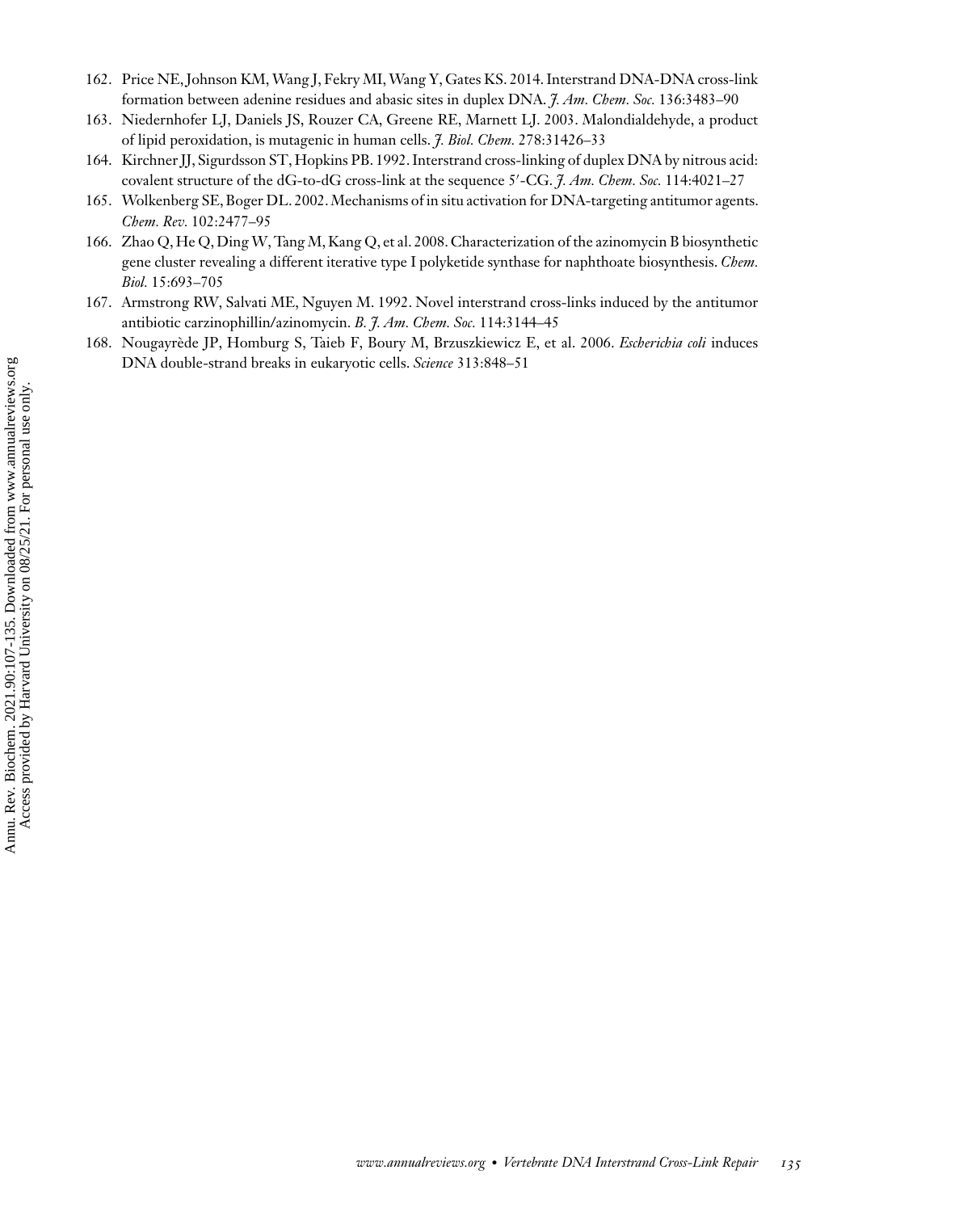162. Price NE, Johnson KM, Wang J, Fekry MI, Wang Y, Gates KS. 2014. Interstrand DNA-DNA cross-link formation between adenine residues and abasic sites in duplex DNA. *J. Am. Chem. Soc.* 136:3483–90
163. Niedernhofer LJ, Daniels JS, Rouzer CA, Greene RE, Marnett LJ. 2003. Malondialdehyde, a product of lipid peroxidation, is mutagenic in human cells. *J. Biol. Chem.* 278:31426–33
164. Kirchner JJ, Sigurdsson ST, Hopkins PB. 1992. Interstrand cross-linking of duplex DNA by nitrous acid: covalent structure of the dG-to-dG cross-link at the sequence 5′-CG. *J. Am. Chem. Soc.* 114:4021–27
165. Wolkenberg SE, Boger DL. 2002. Mechanisms of in situ activation for DNA-targeting antitumor agents. *Chem. Rev.* 102:2477–95
166. Zhao Q, He Q, Ding W, Tang M, Kang Q, et al. 2008. Characterization of the azinomycin B biosynthetic gene cluster revealing a different iterative type I polyketide synthase for naphthoate biosynthesis. *Chem. Biol.* 15:693–705
167. Armstrong RW, Salvati ME, Nguyen M. 1992. Novel interstrand cross-links induced by the antitumor antibiotic carzinophillin/azinomycin. *B. J. Am. Chem. Soc.* 114:3144–45
168. Nougayrède JP, Homburg S, Taieb F, Boury M, Brzuszkiewicz E, et al. 2006. *Escherichia coli* induces DNA double-strand breaks in eukaryotic cells. *Science* 313:848–51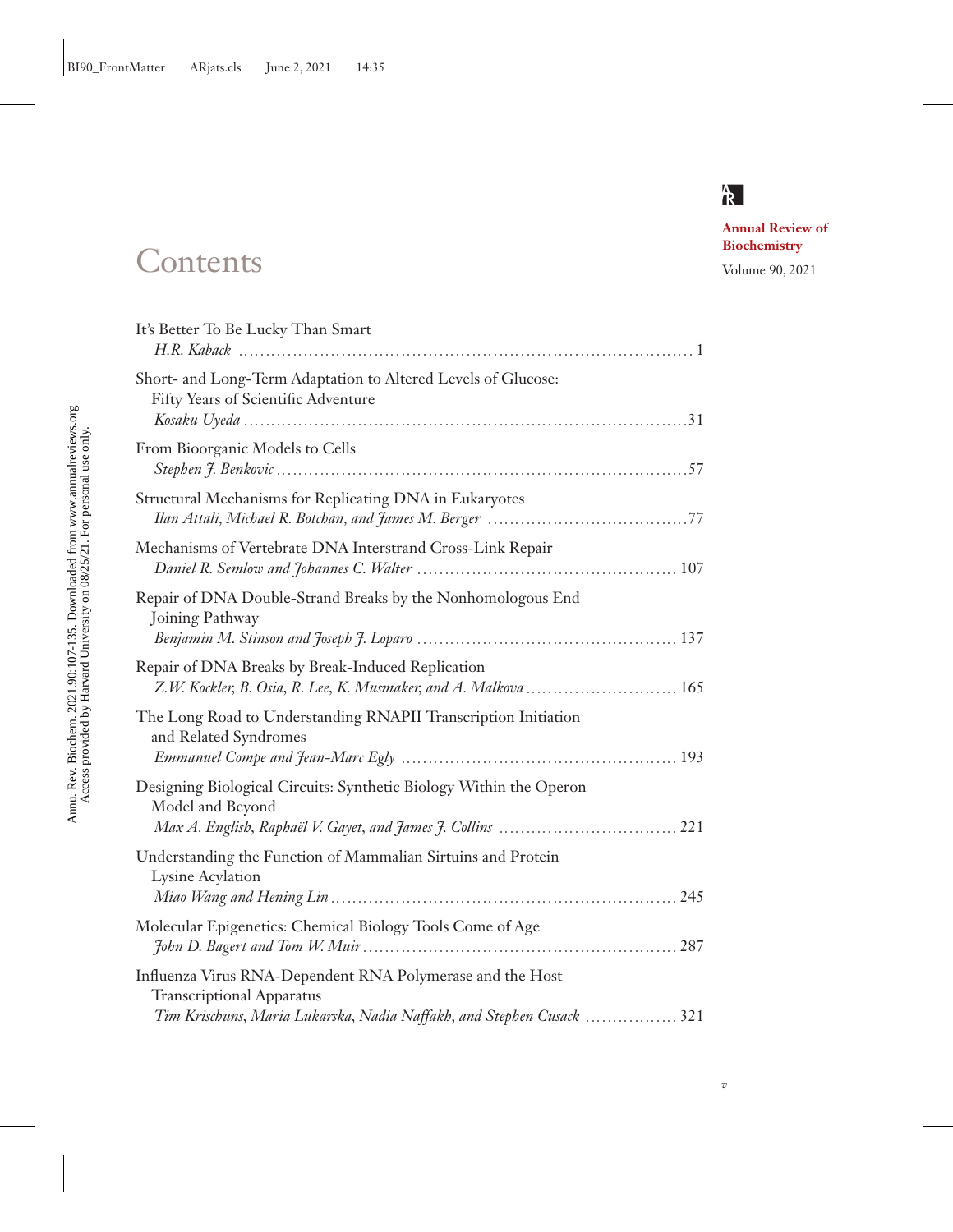Annual Review of Biochemistry

Volume 90, 2021

# Contents

It's Better To Be Lucky Than Smart
*H.R. Kaback* ........ 1

Short- and Long-Term Adaptation to Altered Levels of Glucose: Fifty Years of Scientific Adventure
*Kosaku Uyeda* ........ 31

From Bioorganic Models to Cells
*Stephen J. Benkovic* ........ 57

Structural Mechanisms for Replicating DNA in Eukaryotes
*Ilan Attali, Michael R. Botchan, and James M. Berger* ........ 77

Mechanisms of Vertebrate DNA Interstrand Cross-Link Repair
*Daniel R. Semlow and Johannes C. Walter* ........ 107

Repair of DNA Double-Strand Breaks by the Nonhomologous End Joining Pathway
*Benjamin M. Stinson and Joseph J. Loparo* ........ 137

Repair of DNA Breaks by Break-Induced Replication
*Z.W. Kockler, B. Osia, R. Lee, K. Musmaker, and A. Malkova* ........ 165

The Long Road to Understanding RNAPII Transcription Initiation and Related Syndromes
*Emmanuel Compe and Jean-Marc Egly* ........ 193

Designing Biological Circuits: Synthetic Biology Within the Operon Model and Beyond
*Max A. English, Raphaël V. Gayet, and James J. Collins* ........ 221

Understanding the Function of Mammalian Sirtuins and Protein Lysine Acylation
*Miao Wang and Hening Lin* ........ 245

Molecular Epigenetics: Chemical Biology Tools Come of Age
*John D. Bagert and Tom W. Muir* ........ 287

Influenza Virus RNA-Dependent RNA Polymerase and the Host Transcriptional Apparatus
*Tim Krischuns, Maria Lukarska, Nadia Naffakh, and Stephen Cusack* ........ 321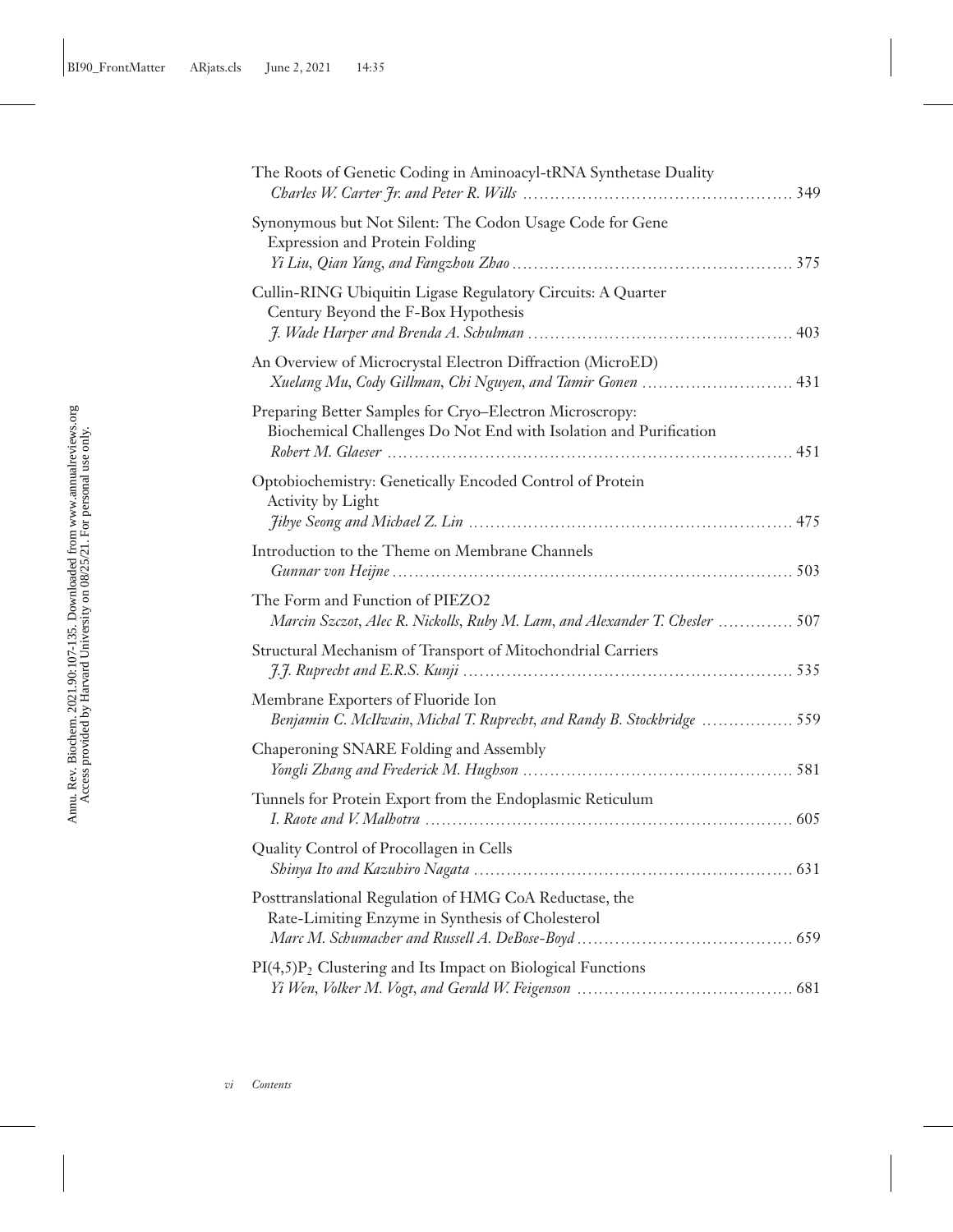The Roots of Genetic Coding in Aminoacyl-tRNA Synthetase Duality
*Charles W. Carter Jr. and Peter R. Wills* ........ 349

Synonymous but Not Silent: The Codon Usage Code for Gene Expression and Protein Folding
*Yi Liu, Qian Yang, and Fangzhou Zhao* ........ 375

Cullin-RING Ubiquitin Ligase Regulatory Circuits: A Quarter Century Beyond the F-Box Hypothesis
*J. Wade Harper and Brenda A. Schulman* ........ 403

An Overview of Microcrystal Electron Diffraction (MicroED)
*Xuelang Mu, Cody Gillman, Chi Nguyen, and Tamir Gonen* ........ 431

Preparing Better Samples for Cryo–Electron Microscopy: Biochemical Challenges Do Not End with Isolation and Purification
*Robert M. Glaeser* ........ 451

Optobiochemistry: Genetically Encoded Control of Protein Activity by Light
*Jihye Seong and Michael Z. Lin* ........ 475

Introduction to the Theme on Membrane Channels
*Gunnar von Heijne* ........ 503

The Form and Function of PIEZO2
*Marcin Szczot, Alec R. Nickolls, Ruby M. Lam, and Alexander T. Chesler* ........ 507

Structural Mechanism of Transport of Mitochondrial Carriers
*J.J. Ruprecht and E.R.S. Kunji* ........ 535

Membrane Exporters of Fluoride Ion
*Benjamin C. McIlwain, Michal T. Ruprecht, and Randy B. Stockbridge* ........ 559

Chaperoning SNARE Folding and Assembly
*Yongli Zhang and Frederick M. Hughson* ........ 581

Tunnels for Protein Export from the Endoplasmic Reticulum
*I. Raote and V. Malhotra* ........ 605

Quality Control of Procollagen in Cells
*Shinya Ito and Kazuhiro Nagata* ........ 631

Posttranslational Regulation of HMG CoA Reductase, the Rate-Limiting Enzyme in Synthesis of Cholesterol
*Marc M. Schumacher and Russell A. DeBose-Boyd* ........ 659

PI(4,5)$P_2$ Clustering and Its Impact on Biological Functions
*Yi Wen, Volker M. Vogt, and Gerald W. Feigenson* ........ 681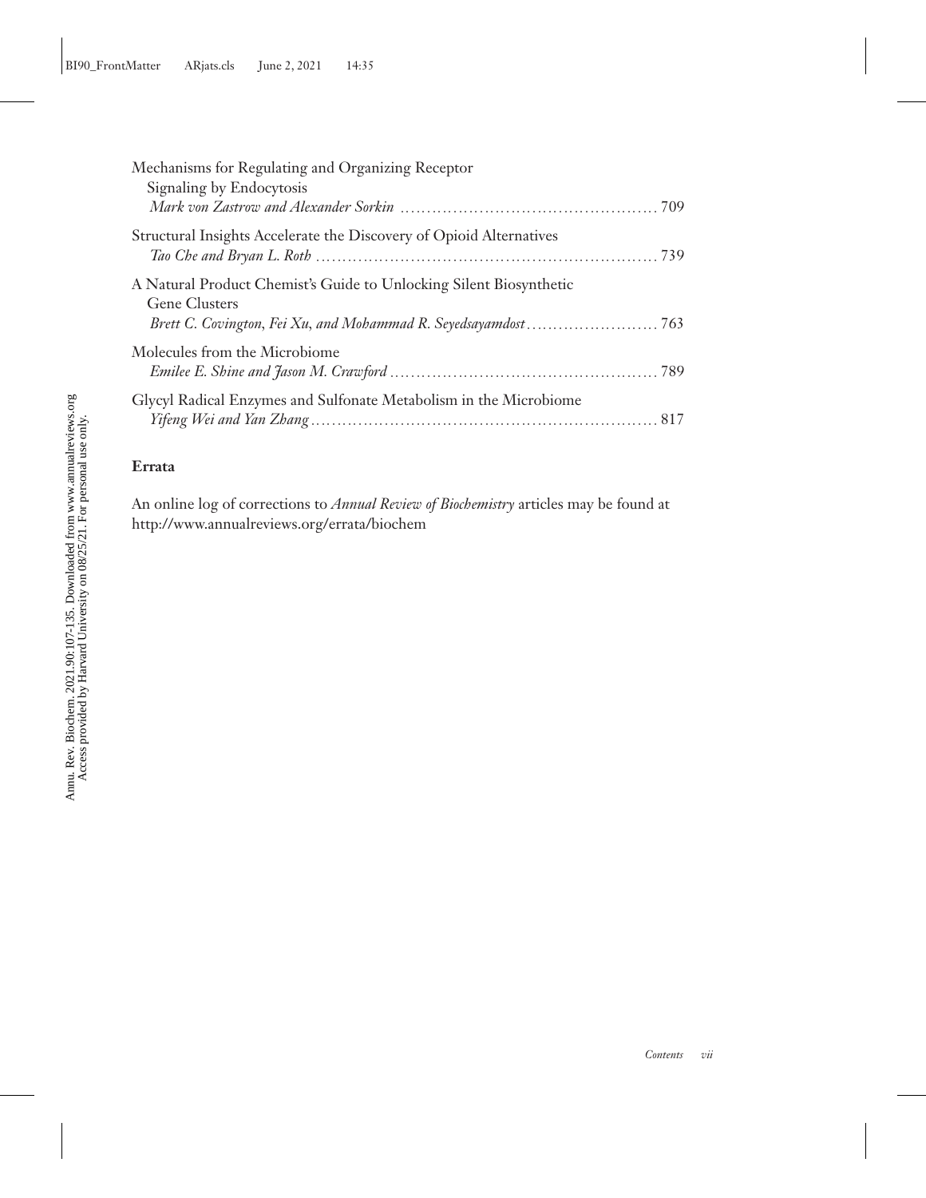Mechanisms for Regulating and Organizing Receptor Signaling by Endocytosis
*Mark von Zastrow and Alexander Sorkin* ............................................. 709

Structural Insights Accelerate the Discovery of Opioid Alternatives
*Tao Che and Bryan L. Roth* ............................................................ 739

A Natural Product Chemist's Guide to Unlocking Silent Biosynthetic Gene Clusters
*Brett C. Covington, Fei Xu, and Mohammad R. Seyedsayamdost* ......................... 763

Molecules from the Microbiome
*Emilee E. Shine and Jason M. Crawford* ................................................ 789

Glycyl Radical Enzymes and Sulfonate Metabolism in the Microbiome
*Yifeng Wei and Yan Zhang* .............................................................. 817

**Errata**

An online log of corrections to *Annual Review of Biochemistry* articles may be found at http://www.annualreviews.org/errata/biochem